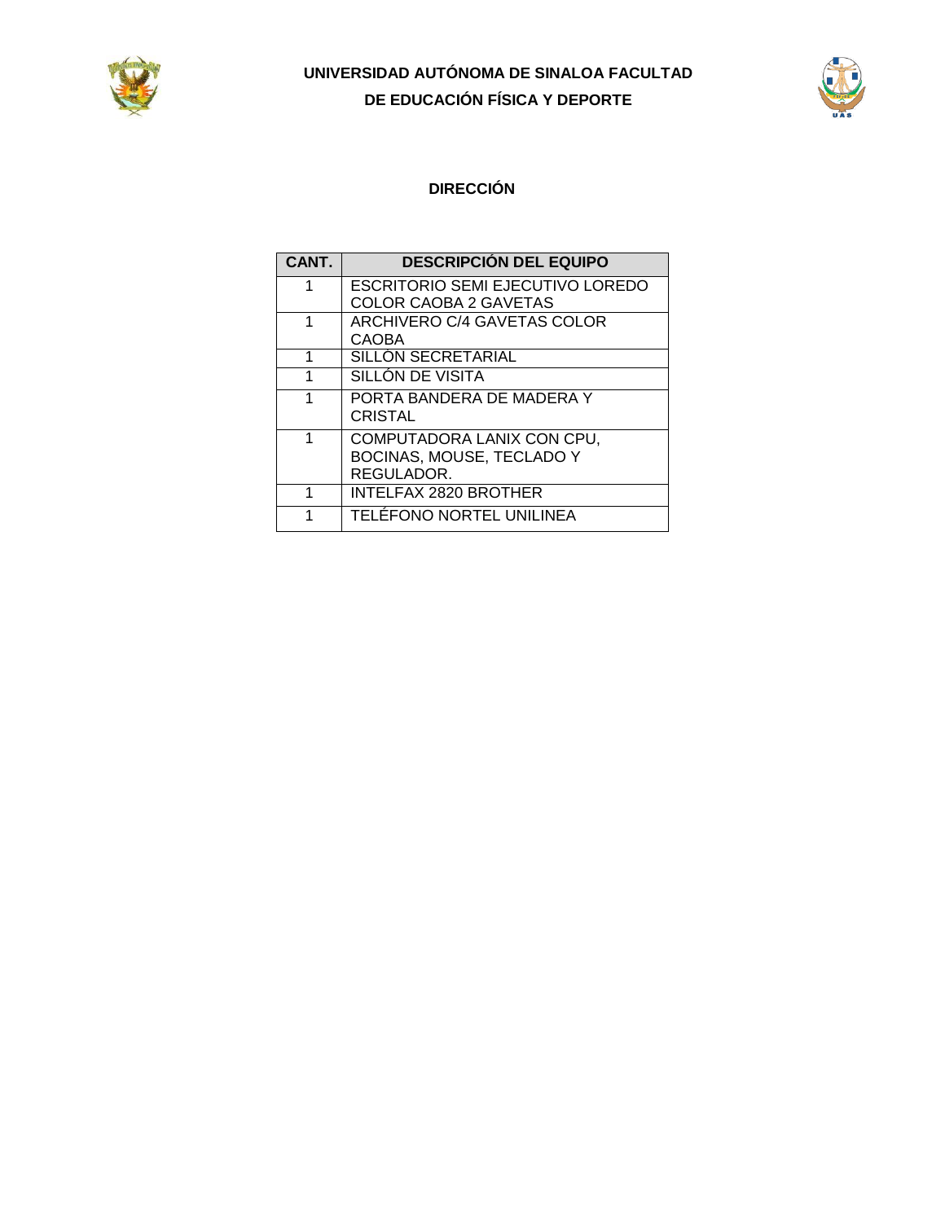# UNIVERSIDAD AUTÓNOMA DE SINALOA FACULTAD DE EDUCACIÓN FÍSICA Y DEPORTE

## DIRECCIÓN

| CANT. | DESCRIPCIÓN DEL EQUIPO |
|---|---|
| 1 | ESCRITORIO SEMI EJECUTIVO LOREDO COLOR CAOBA 2 GAVETAS |
| 1 | ARCHIVERO C/4 GAVETAS COLOR CAOBA |
| 1 | SILLÓN SECRETARIAL |
| 1 | SILLÓN DE VISITA |
| 1 | PORTA BANDERA DE MADERA Y CRISTAL |
| 1 | COMPUTADORA LANIX CON CPU, BOCINAS, MOUSE, TECLADO Y REGULADOR. |
| 1 | INTELFAX 2820 BROTHER |
| 1 | TELÉFONO NORTEL UNILINEA |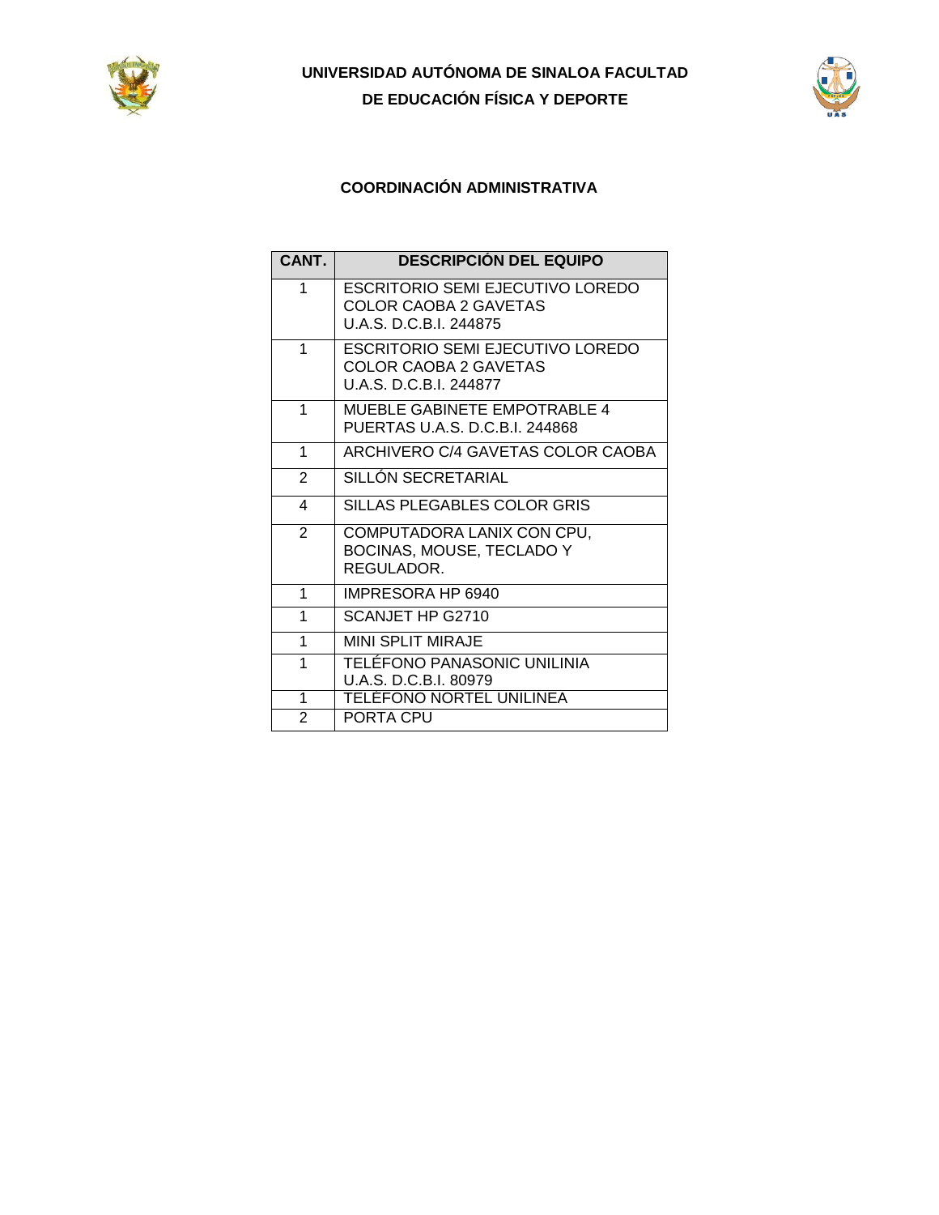**UNIVERSIDAD AUTÓNOMA DE SINALOA FACULTAD DE EDUCACIÓN FÍSICA Y DEPORTE**

## COORDINACIÓN ADMINISTRATIVA

| CANT. | DESCRIPCIÓN DEL EQUIPO |
|---|---|
| 1 | ESCRITORIO SEMI EJECUTIVO LOREDO COLOR CAOBA 2 GAVETAS U.A.S. D.C.B.I. 244875 |
| 1 | ESCRITORIO SEMI EJECUTIVO LOREDO COLOR CAOBA 2 GAVETAS U.A.S. D.C.B.I. 244877 |
| 1 | MUEBLE GABINETE EMPOTRABLE 4 PUERTAS U.A.S. D.C.B.I. 244868 |
| 1 | ARCHIVERO C/4 GAVETAS COLOR CAOBA |
| 2 | SILLÓN SECRETARIAL |
| 4 | SILLAS PLEGABLES COLOR GRIS |
| 2 | COMPUTADORA LANIX CON CPU, BOCINAS, MOUSE, TECLADO Y REGULADOR. |
| 1 | IMPRESORA HP 6940 |
| 1 | SCANJET HP G2710 |
| 1 | MINI SPLIT MIRAJE |
| 1 | TELÉFONO PANASONIC UNILINIA U.A.S. D.C.B.I. 80979 |
| 1 | TELÉFONO NORTEL UNILINEA |
| 2 | PORTA CPU |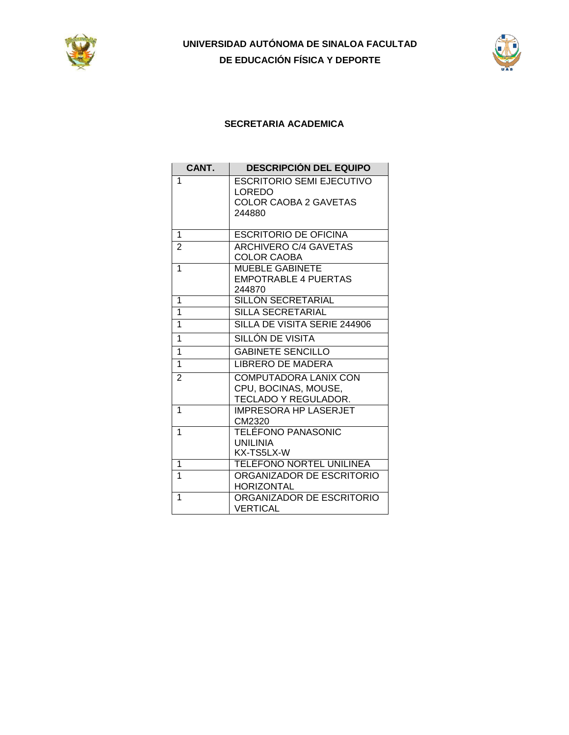**UNIVERSIDAD AUTÓNOMA DE SINALOA FACULTAD DE EDUCACIÓN FÍSICA Y DEPORTE**

## SECRETARIA ACADEMICA

| CANT. | DESCRIPCIÓN DEL EQUIPO |
|---|---|
| 1 | ESCRITORIO SEMI EJECUTIVO LOREDO COLOR CAOBA 2 GAVETAS 244880 |
| 1 | ESCRITORIO DE OFICINA |
| 2 | ARCHIVERO C/4 GAVETAS COLOR CAOBA |
| 1 | MUEBLE GABINETE EMPOTRABLE 4 PUERTAS 244870 |
| 1 | SILLÓN SECRETARIAL |
| 1 | SILLA SECRETARIAL |
| 1 | SILLA DE VISITA SERIE 244906 |
| 1 | SILLÓN DE VISITA |
| 1 | GABINETE SENCILLO |
| 1 | LIBRERO DE MADERA |
| 2 | COMPUTADORA LANIX CON CPU, BOCINAS, MOUSE, TECLADO Y REGULADOR. |
| 1 | IMPRESORA HP LASERJET CM2320 |
| 1 | TELÉFONO PANASONIC UNILINIA KX-TS5LX-W |
| 1 | TELÉFONO NORTEL UNILINEA |
| 1 | ORGANIZADOR DE ESCRITORIO HORIZONTAL |
| 1 | ORGANIZADOR DE ESCRITORIO VERTICAL |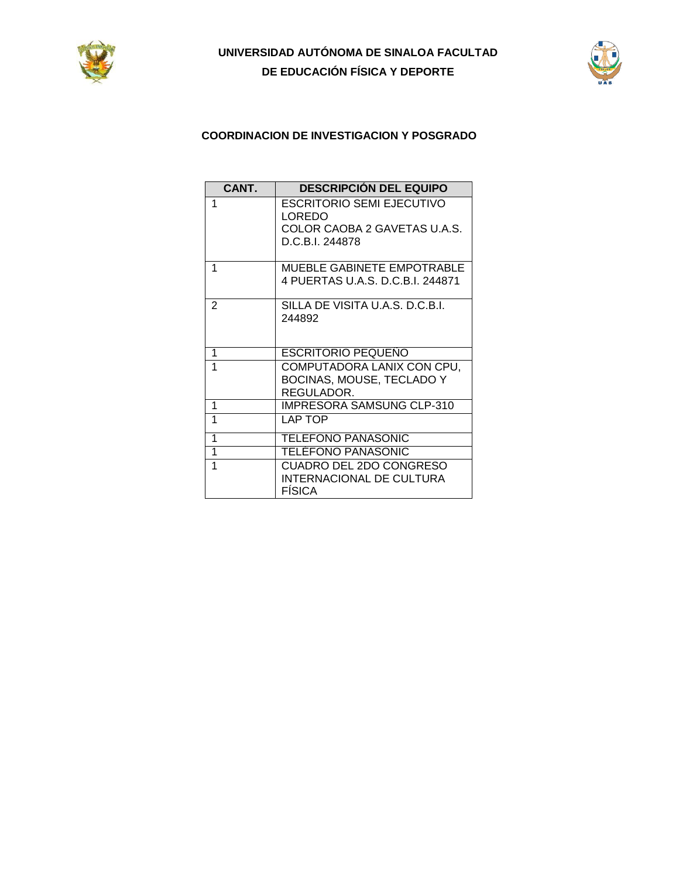**UNIVERSIDAD AUTÓNOMA DE SINALOA FACULTAD DE EDUCACIÓN FÍSICA Y DEPORTE**

**COORDINACION DE INVESTIGACION Y POSGRADO**

| CANT. | DESCRIPCIÓN DEL EQUIPO |
|---|---|
| 1 | ESCRITORIO SEMI EJECUTIVO LOREDO COLOR CAOBA 2 GAVETAS U.A.S. D.C.B.I. 244878 |
| 1 | MUEBLE GABINETE EMPOTRABLE 4 PUERTAS U.A.S. D.C.B.I. 244871 |
| 2 | SILLA DE VISITA U.A.S. D.C.B.I. 244892 |
| 1 | ESCRITORIO PEQUEÑO |
| 1 | COMPUTADORA LANIX CON CPU, BOCINAS, MOUSE, TECLADO Y REGULADOR. |
| 1 | IMPRESORA SAMSUNG CLP-310 |
| 1 | LAP TOP |
| 1 | TELEFONO PANASONIC |
| 1 | TELÉFONO PANASONIC |
| 1 | CUADRO DEL 2DO CONGRESO INTERNACIONAL DE CULTURA FÍSICA |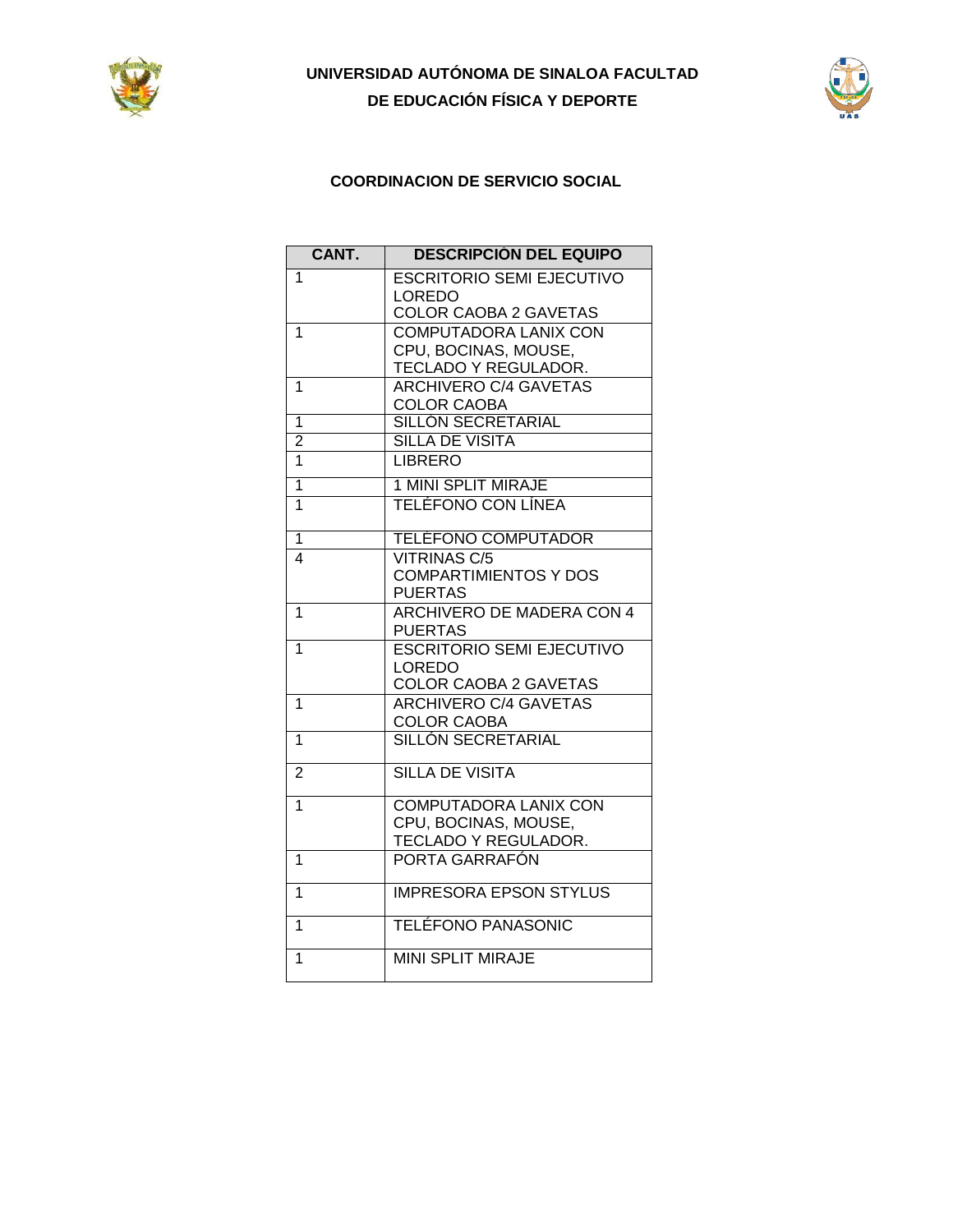**UNIVERSIDAD AUTÓNOMA DE SINALOA FACULTAD DE EDUCACIÓN FÍSICA Y DEPORTE**

**COORDINACION DE SERVICIO SOCIAL**

| CANT. | DESCRIPCIÓN DEL EQUIPO |
|---|---|
| 1 | ESCRITORIO SEMI EJECUTIVO LOREDO COLOR CAOBA 2 GAVETAS |
| 1 | COMPUTADORA LANIX CON CPU, BOCINAS, MOUSE, TECLADO Y REGULADOR. |
| 1 | ARCHIVERO C/4 GAVETAS COLOR CAOBA |
| 1 | SILLÓN SECRETARIAL |
| 2 | SILLA DE VISITA |
| 1 | LIBRERO |
| 1 | 1 MINI SPLIT MIRAJE |
| 1 | TELÉFONO CON LÍNEA |
| 1 | TELÉFONO COMPUTADOR |
| 4 | VITRINAS C/5 COMPARTIMIENTOS Y DOS PUERTAS |
| 1 | ARCHIVERO DE MADERA CON 4 PUERTAS |
| 1 | ESCRITORIO SEMI EJECUTIVO LOREDO COLOR CAOBA 2 GAVETAS |
| 1 | ARCHIVERO C/4 GAVETAS COLOR CAOBA |
| 1 | SILLÓN SECRETARIAL |
| 2 | SILLA DE VISITA |
| 1 | COMPUTADORA LANIX CON CPU, BOCINAS, MOUSE, TECLADO Y REGULADOR. |
| 1 | PORTA GARRAFÓN |
| 1 | IMPRESORA EPSON STYLUS |
| 1 | TELÉFONO PANASONIC |
| 1 | MINI SPLIT MIRAJE |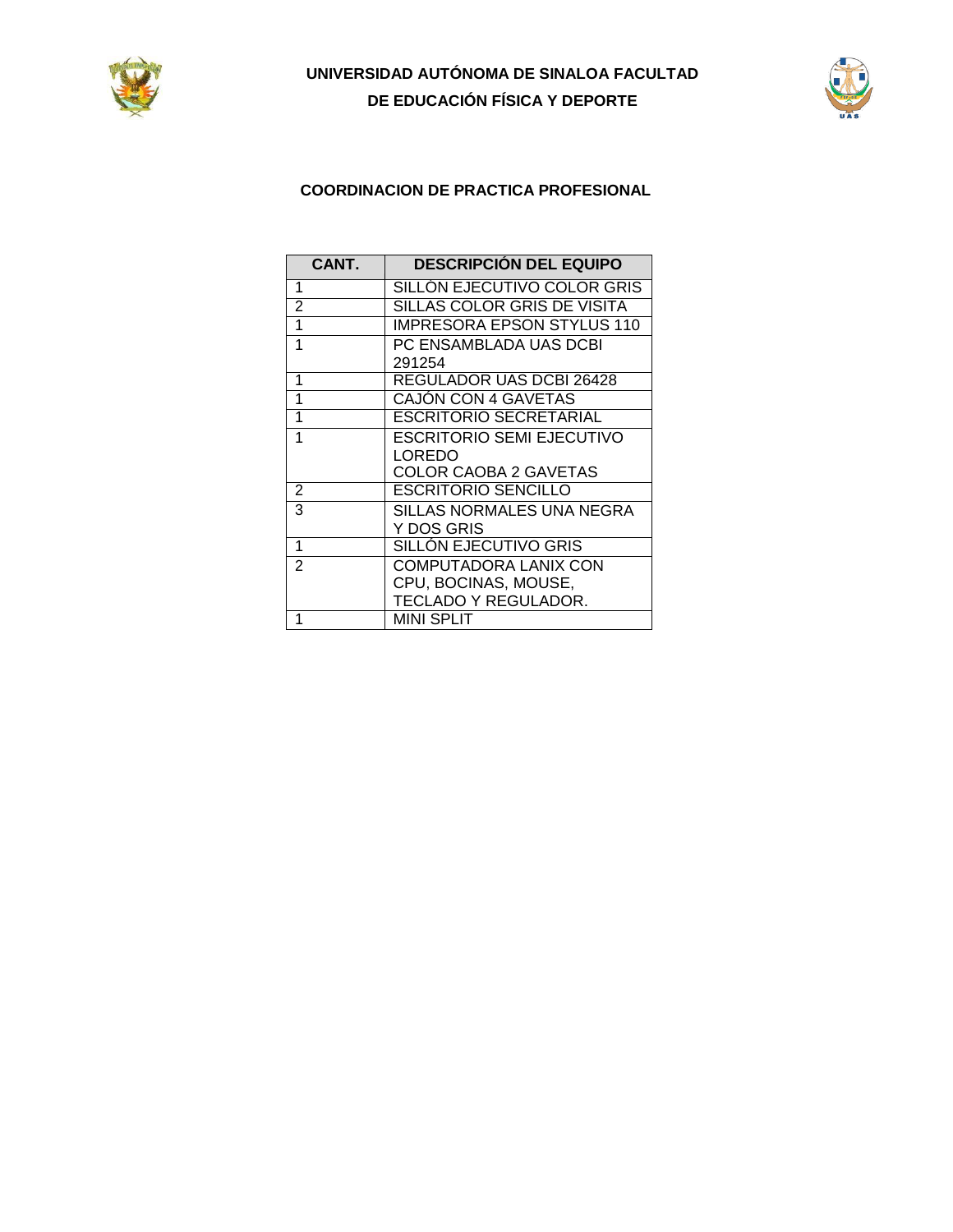**UNIVERSIDAD AUTÓNOMA DE SINALOA FACULTAD DE EDUCACIÓN FÍSICA Y DEPORTE**

**COORDINACION DE PRACTICA PROFESIONAL**

| CANT. | DESCRIPCIÓN DEL EQUIPO |
|---|---|
| 1 | SILLÓN EJECUTIVO COLOR GRIS |
| 2 | SILLAS COLOR GRIS DE VISITA |
| 1 | IMPRESORA EPSON STYLUS 110 |
| 1 | PC ENSAMBLADA UAS DCBI 291254 |
| 1 | REGULADOR UAS DCBI 26428 |
| 1 | CAJÓN CON 4 GAVETAS |
| 1 | ESCRITORIO SECRETARIAL |
| 1 | ESCRITORIO SEMI EJECUTIVO LOREDO COLOR CAOBA 2 GAVETAS |
| 2 | ESCRITORIO SENCILLO |
| 3 | SILLAS NORMALES UNA NEGRA Y DOS GRIS |
| 1 | SILLÓN EJECUTIVO GRIS |
| 2 | COMPUTADORA LANIX CON CPU, BOCINAS, MOUSE, TECLADO Y REGULADOR. |
| 1 | MINI SPLIT |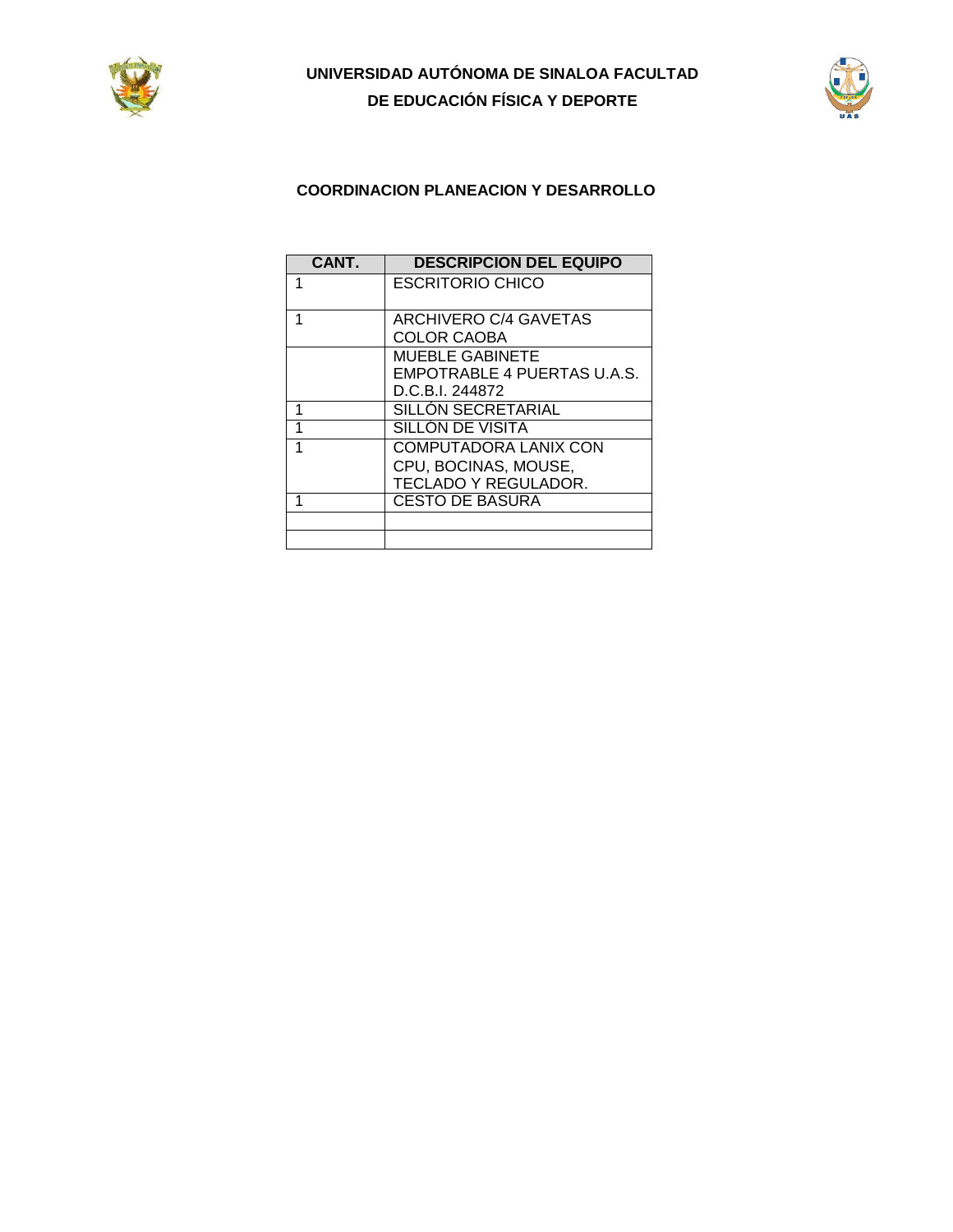**UNIVERSIDAD AUTÓNOMA DE SINALOA FACULTAD DE EDUCACIÓN FÍSICA Y DEPORTE**

## COORDINACION PLANEACION Y DESARROLLO

| CANT. | DESCRIPCION DEL EQUIPO |
|---|---|
| 1 | ESCRITORIO CHICO |
| 1 | ARCHIVERO C/4 GAVETAS COLOR CAOBA |
| | MUEBLE GABINETE EMPOTRABLE 4 PUERTAS U.A.S. D.C.B.I. 244872 |
| 1 | SILLÓN SECRETARIAL |
| 1 | SILLÓN DE VISITA |
| 1 | COMPUTADORA LANIX CON CPU, BOCINAS, MOUSE, TECLADO Y REGULADOR. |
| 1 | CESTO DE BASURA |
| | |
| | |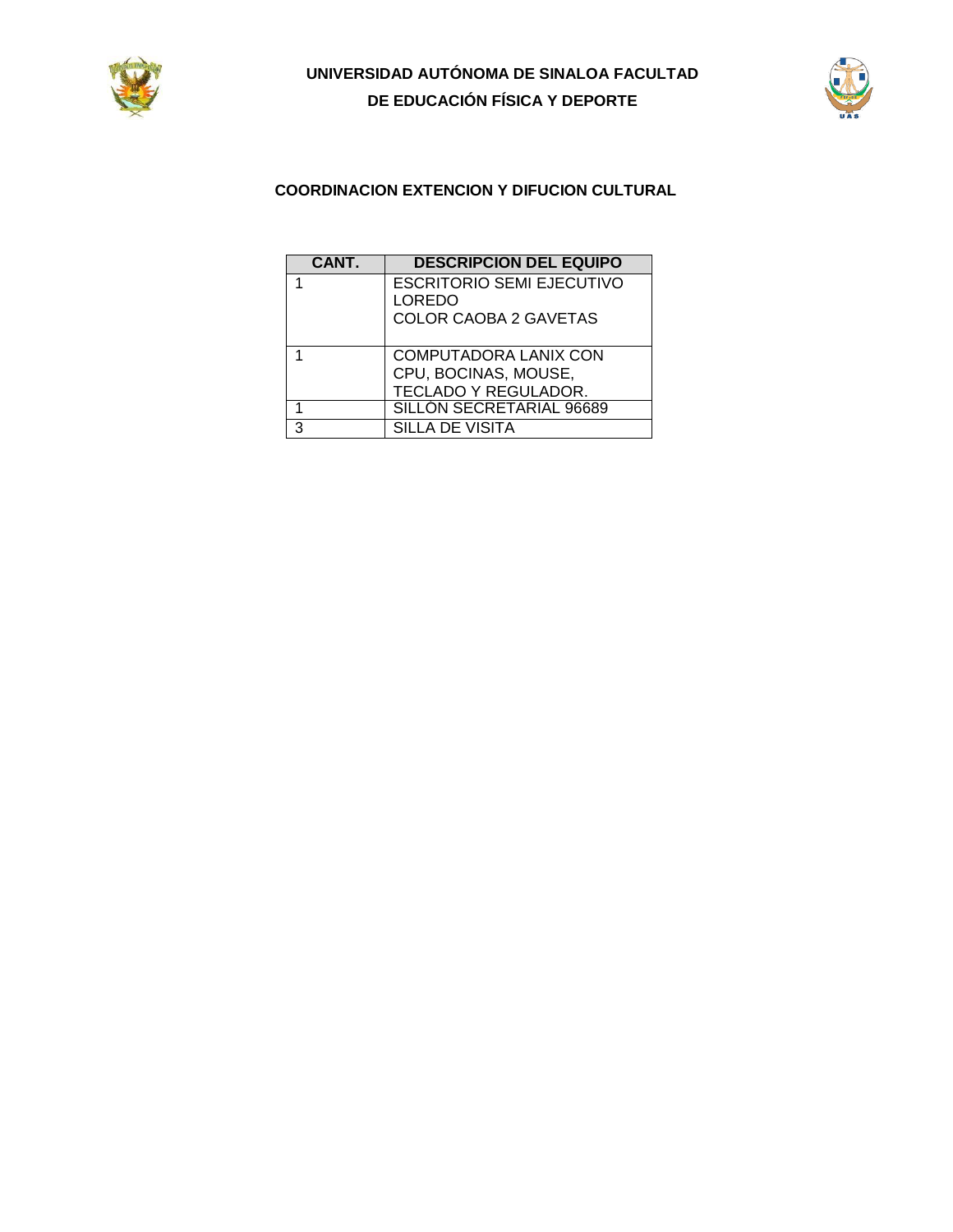**UNIVERSIDAD AUTÓNOMA DE SINALOA FACULTAD DE EDUCACIÓN FÍSICA Y DEPORTE**

**COORDINACION EXTENCION Y DIFUCION CULTURAL**

| CANT. | DESCRIPCION DEL EQUIPO |
| --- | --- |
| 1 | ESCRITORIO SEMI EJECUTIVO LOREDO COLOR CAOBA 2 GAVETAS |
| 1 | COMPUTADORA LANIX CON CPU, BOCINAS, MOUSE, TECLADO Y REGULADOR. |
| 1 | SILLÓN SECRETARIAL 96689 |
| 3 | SILLA DE VISITA |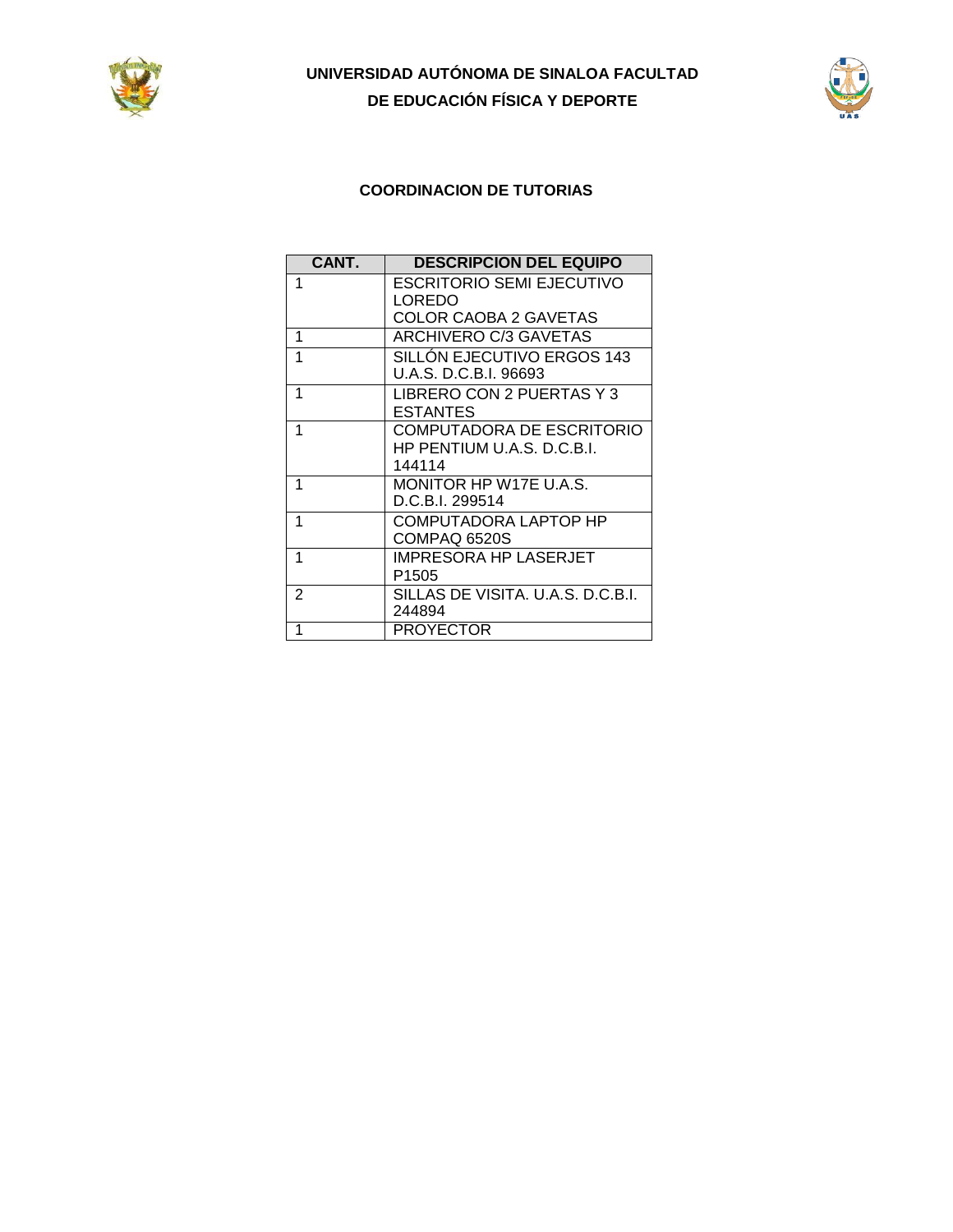**UNIVERSIDAD AUTÓNOMA DE SINALOA FACULTAD DE EDUCACIÓN FÍSICA Y DEPORTE**

**COORDINACION DE TUTORIAS**

| CANT. | DESCRIPCION DEL EQUIPO |
|---|---|
| 1 | ESCRITORIO SEMI EJECUTIVO LOREDO COLOR CAOBA 2 GAVETAS |
| 1 | ARCHIVERO C/3 GAVETAS |
| 1 | SILLÓN EJECUTIVO ERGOS 143 U.A.S. D.C.B.I. 96693 |
| 1 | LIBRERO CON 2 PUERTAS Y 3 ESTANTES |
| 1 | COMPUTADORA DE ESCRITORIO HP PENTIUM U.A.S. D.C.B.I. 144114 |
| 1 | MONITOR HP W17E U.A.S. D.C.B.I. 299514 |
| 1 | COMPUTADORA LAPTOP HP COMPAQ 6520S |
| 1 | IMPRESORA HP LASERJET P1505 |
| 2 | SILLAS DE VISITA. U.A.S. D.C.B.I. 244894 |
| 1 | PROYECTOR |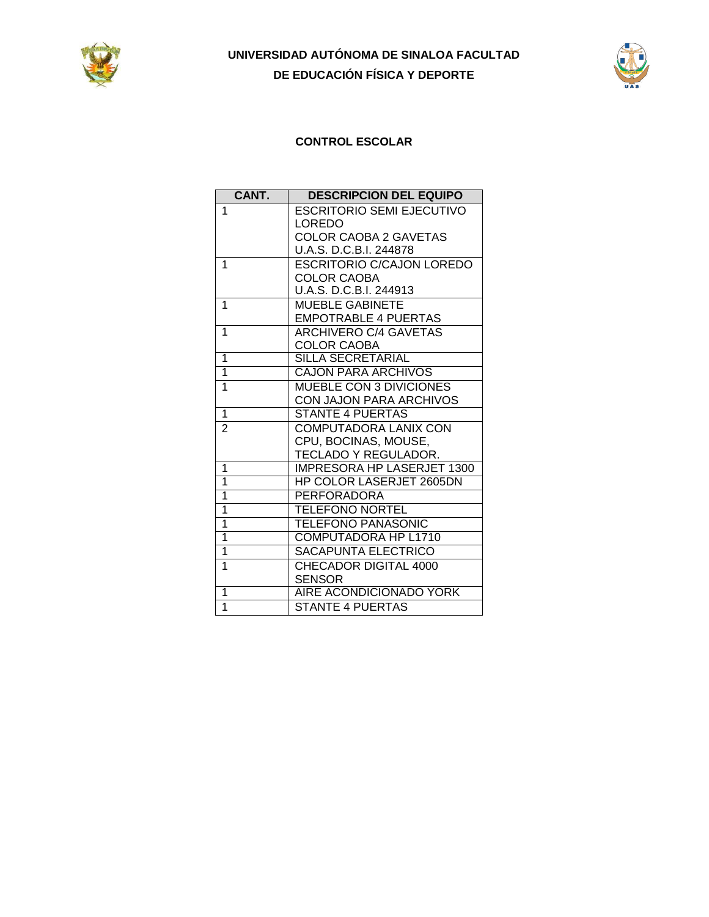**UNIVERSIDAD AUTÓNOMA DE SINALOA FACULTAD DE EDUCACIÓN FÍSICA Y DEPORTE**

## CONTROL ESCOLAR

| CANT. | DESCRIPCION DEL EQUIPO |
|---|---|
| 1 | ESCRITORIO SEMI EJECUTIVO LOREDO COLOR CAOBA 2 GAVETAS U.A.S. D.C.B.I. 244878 |
| 1 | ESCRITORIO C/CAJON LOREDO COLOR CAOBA U.A.S. D.C.B.I. 244913 |
| 1 | MUEBLE GABINETE EMPOTRABLE 4 PUERTAS |
| 1 | ARCHIVERO C/4 GAVETAS COLOR CAOBA |
| 1 | SILLA SECRETARIAL |
| 1 | CAJON PARA ARCHIVOS |
| 1 | MUEBLE CON 3 DIVICIONES CON JAJON PARA ARCHIVOS |
| 1 | STANTE 4 PUERTAS |
| 2 | COMPUTADORA LANIX CON CPU, BOCINAS, MOUSE, TECLADO Y REGULADOR. |
| 1 | IMPRESORA HP LASERJET 1300 |
| 1 | HP COLOR LASERJET 2605DN |
| 1 | PERFORADORA |
| 1 | TELEFONO NORTEL |
| 1 | TELEFONO PANASONIC |
| 1 | COMPUTADORA HP L1710 |
| 1 | SACAPUNTA ELECTRICO |
| 1 | CHECADOR DIGITAL 4000 SENSOR |
| 1 | AIRE ACONDICIONADO YORK |
| 1 | STANTE 4 PUERTAS |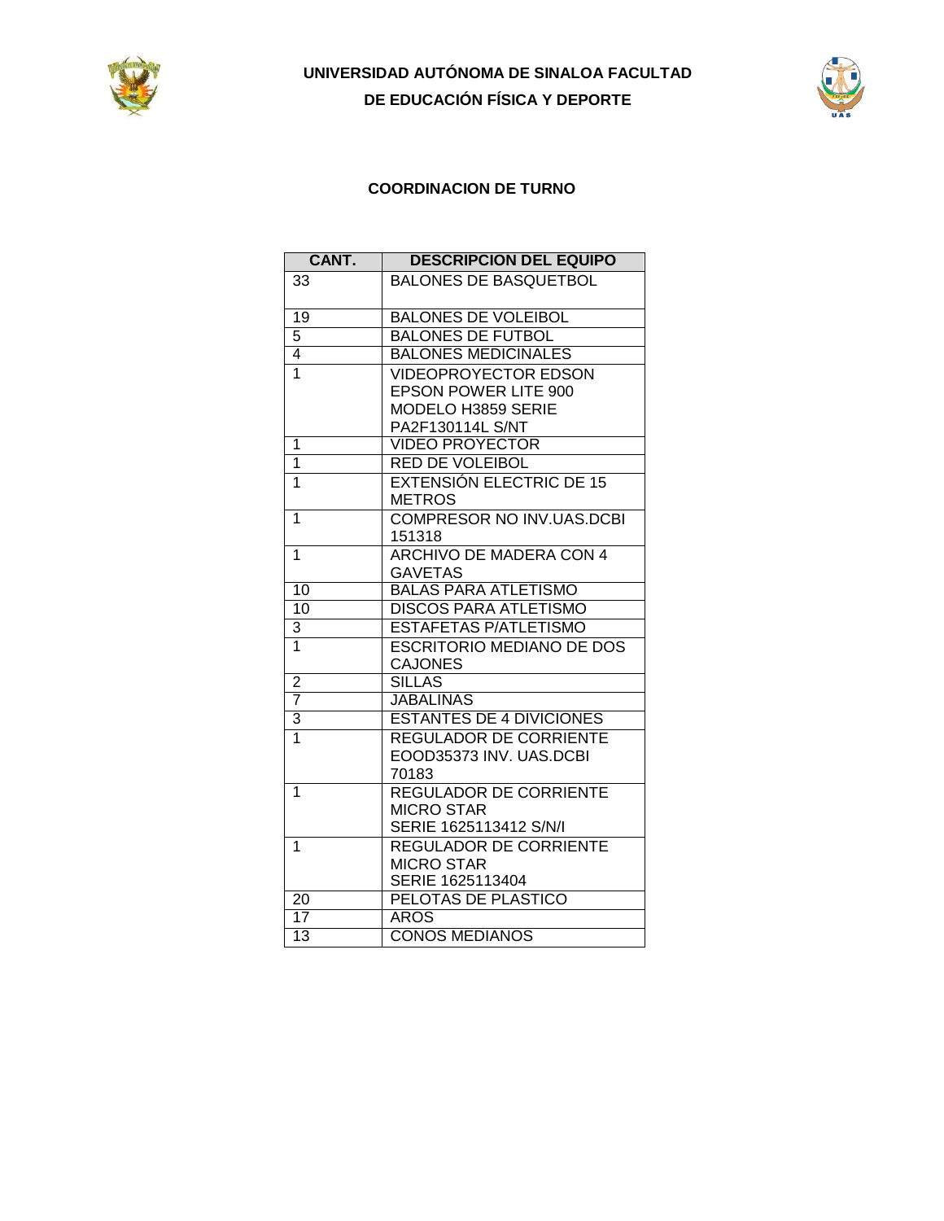**UNIVERSIDAD AUTÓNOMA DE SINALOA FACULTAD DE EDUCACIÓN FÍSICA Y DEPORTE**

**COORDINACION DE TURNO**

| CANT. | DESCRIPCION DEL EQUIPO |
| --- | --- |
| 33 | BALONES DE BASQUETBOL |
| 19 | BALONES DE VOLEIBOL |
| 5 | BALONES DE FUTBOL |
| 4 | BALONES MEDICINALES |
| 1 | VIDEOPROYECTOR EDSON EPSON POWER LITE 900 MODELO H3859 SERIE PA2F130114L S/NT |
| 1 | VIDEO PROYECTOR |
| 1 | RED DE VOLEIBOL |
| 1 | EXTENSIÓN ELECTRIC DE 15 METROS |
| 1 | COMPRESOR NO INV.UAS.DCBI 151318 |
| 1 | ARCHIVO DE MADERA CON 4 GAVETAS |
| 10 | BALAS PARA ATLETISMO |
| 10 | DISCOS PARA ATLETISMO |
| 3 | ESTAFETAS P/ATLETISMO |
| 1 | ESCRITORIO MEDIANO DE DOS CAJONES |
| 2 | SILLAS |
| 7 | JABALINAS |
| 3 | ESTANTES DE 4 DIVICIONES |
| 1 | REGULADOR DE CORRIENTE EOOD35373 INV. UAS.DCBI 70183 |
| 1 | REGULADOR DE CORRIENTE MICRO STAR SERIE 1625113412 S/N/I |
| 1 | REGULADOR DE CORRIENTE MICRO STAR SERIE 1625113404 |
| 20 | PELOTAS DE PLASTICO |
| 17 | AROS |
| 13 | CONOS MEDIANOS |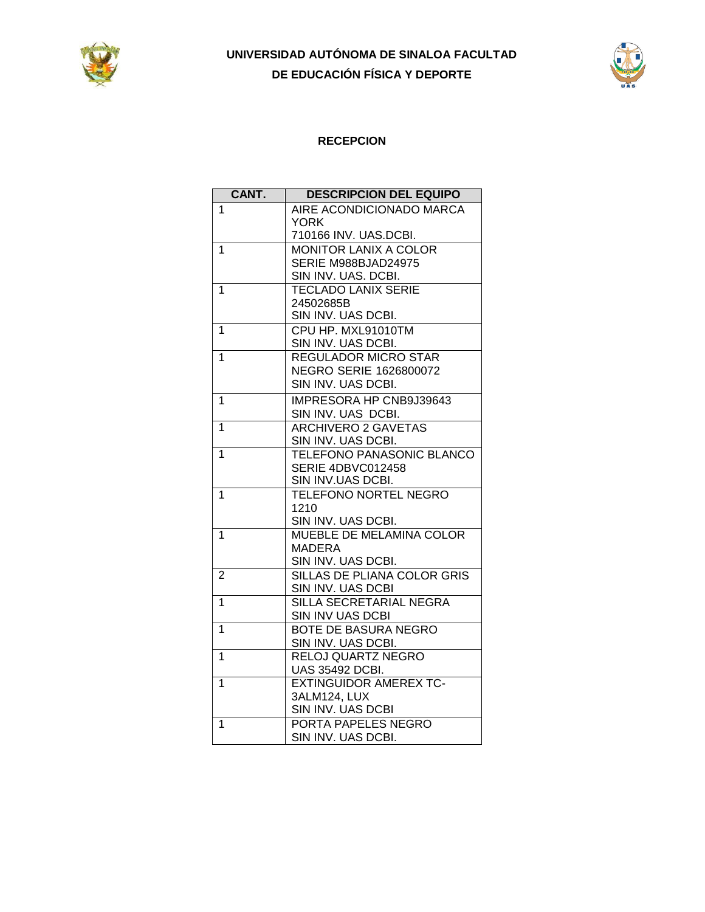**UNIVERSIDAD AUTÓNOMA DE SINALOA FACULTAD DE EDUCACIÓN FÍSICA Y DEPORTE**

**RECEPCION**

| CANT. | DESCRIPCION DEL EQUIPO |
|---|---|
| 1 | AIRE ACONDICIONADO MARCA YORK 710166 INV. UAS.DCBI. |
| 1 | MONITOR LANIX A COLOR SERIE M988BJAD24975 SIN INV. UAS. DCBI. |
| 1 | TECLADO LANIX SERIE 24502685B SIN INV. UAS DCBI. |
| 1 | CPU HP. MXL91010TM SIN INV. UAS DCBI. |
| 1 | REGULADOR MICRO STAR NEGRO SERIE 1626800072 SIN INV. UAS DCBI. |
| 1 | IMPRESORA HP CNB9J39643 SIN INV. UAS DCBI. |
| 1 | ARCHIVERO 2 GAVETAS SIN INV. UAS DCBI. |
| 1 | TELEFONO PANASONIC BLANCO SERIE 4DBVC012458 SIN INV.UAS DCBI. |
| 1 | TELEFONO NORTEL NEGRO 1210 SIN INV. UAS DCBI. |
| 1 | MUEBLE DE MELAMINA COLOR MADERA SIN INV. UAS DCBI. |
| 2 | SILLAS DE PLIANA COLOR GRIS SIN INV. UAS DCBI |
| 1 | SILLA SECRETARIAL NEGRA SIN INV UAS DCBI |
| 1 | BOTE DE BASURA NEGRO SIN INV. UAS DCBI. |
| 1 | RELOJ QUARTZ NEGRO UAS 35492 DCBI. |
| 1 | EXTINGUIDOR AMEREX TC-3ALM124, LUX SIN INV. UAS DCBI |
| 1 | PORTA PAPELES NEGRO SIN INV. UAS DCBI. |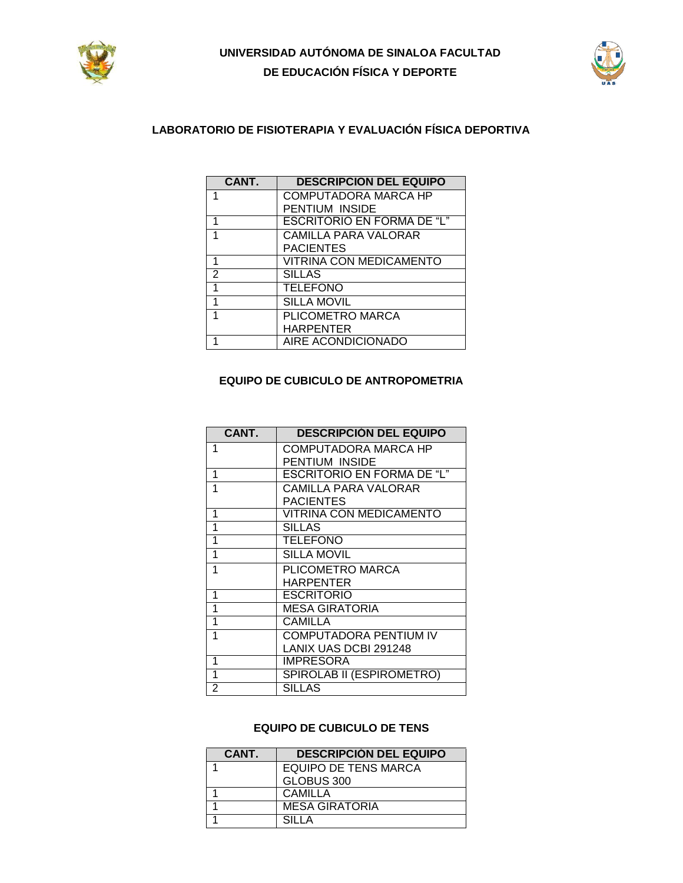**UNIVERSIDAD AUTÓNOMA DE SINALOA FACULTAD DE EDUCACIÓN FÍSICA Y DEPORTE**

## LABORATORIO DE FISIOTERAPIA Y EVALUACIÓN FÍSICA DEPORTIVA

| CANT. | DESCRIPCION DEL EQUIPO |
|---|---|
| 1 | COMPUTADORA MARCA HP PENTIUM INSIDE |
| 1 | ESCRITORIO EN FORMA DE "L" |
| 1 | CAMILLA PARA VALORAR PACIENTES |
| 1 | VITRINA CON MEDICAMENTO |
| 2 | SILLAS |
| 1 | TELEFONO |
| 1 | SILLA MOVIL |
| 1 | PLICOMETRO MARCA HARPENTER |
| 1 | AIRE ACONDICIONADO |

## EQUIPO DE CUBICULO DE ANTROPOMETRIA

| CANT. | DESCRIPCIÒN DEL EQUIPO |
|---|---|
| 1 | COMPUTADORA MARCA HP PENTIUM INSIDE |
| 1 | ESCRITORIO EN FORMA DE "L" |
| 1 | CAMILLA PARA VALORAR PACIENTES |
| 1 | VITRINA CON MEDICAMENTO |
| 1 | SILLAS |
| 1 | TELEFONO |
| 1 | SILLA MOVIL |
| 1 | PLICOMETRO MARCA HARPENTER |
| 1 | ESCRITORIO |
| 1 | MESA GIRATORIA |
| 1 | CAMILLA |
| 1 | COMPUTADORA PENTIUM IV LANIX UAS DCBI 291248 |
| 1 | IMPRESORA |
| 1 | SPIROLAB II (ESPIROMETRO) |
| 2 | SILLAS |

## EQUIPO DE CUBICULO DE TENS

| CANT. | DESCRIPCIÒN DEL EQUIPO |
|---|---|
| 1 | EQUIPO DE TENS MARCA GLOBUS 300 |
| 1 | CAMILLA |
| 1 | MESA GIRATORIA |
| 1 | SILLA |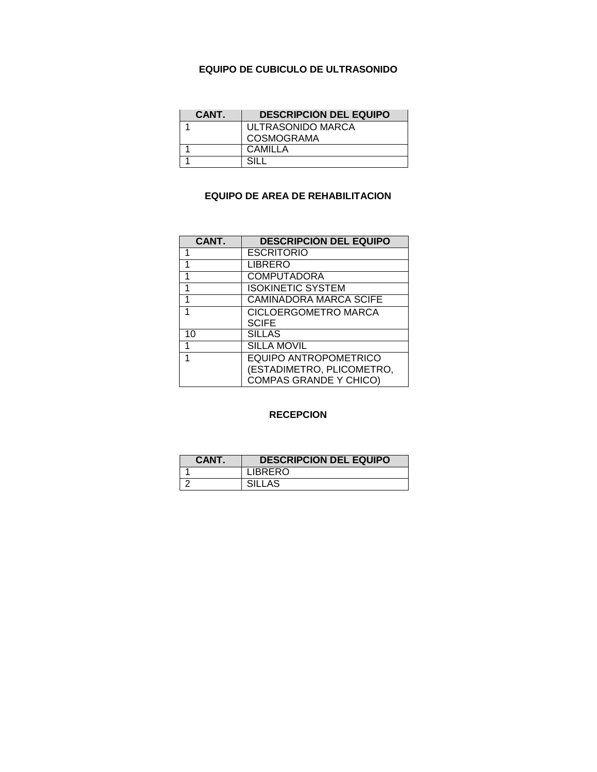**EQUIPO DE CUBICULO DE ULTRASONIDO**

| CANT. | DESCRIPCIÒN DEL EQUIPO |
|---|---|
| 1 | ULTRASONIDO MARCA COSMOGRAMA |
| 1 | CAMILLA |
| 1 | SILL |

**EQUIPO DE AREA DE REHABILITACION**

| CANT. | DESCRIPCIÒN DEL EQUIPO |
|---|---|
| 1 | ESCRITORIO |
| 1 | LIBRERO |
| 1 | COMPUTADORA |
| 1 | ISOKINETIC SYSTEM |
| 1 | CAMINADORA MARCA SCIFE |
| 1 | CICLOERGOMETRO MARCA SCIFE |
| 10 | SILLAS |
| 1 | SILLA MOVIL |
| 1 | EQUIPO ANTROPOMETRICO (ESTADIMETRO, PLICOMETRO, COMPAS GRANDE Y CHICO) |

**RECEPCION**

| CANT. | DESCRIPCION DEL EQUIPO |
|---|---|
| 1 | LIBRERO |
| 2 | SILLAS |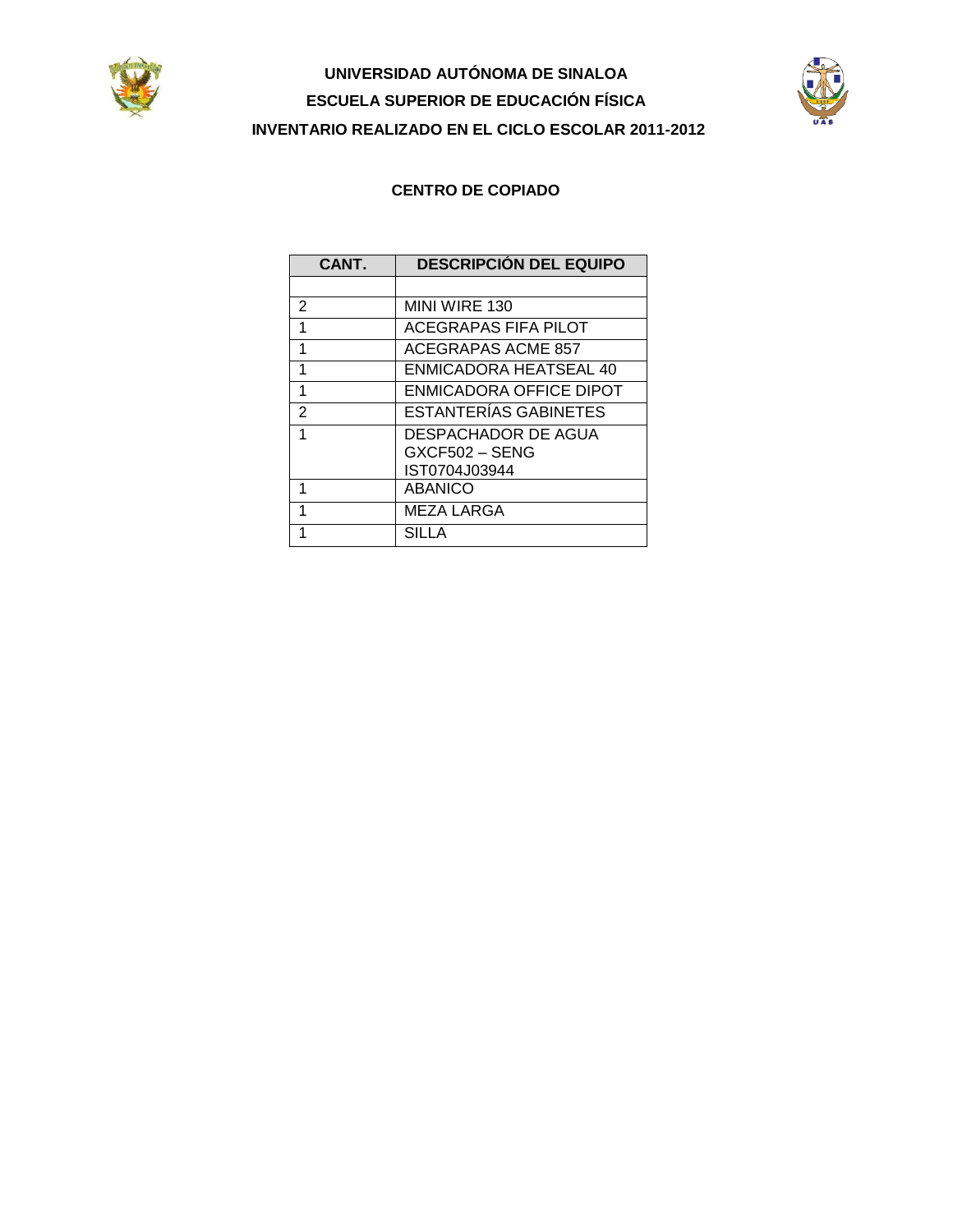**UNIVERSIDAD AUTÓNOMA DE SINALOA**

**ESCUELA SUPERIOR DE EDUCACIÓN FÍSICA**

**INVENTARIO REALIZADO EN EL CICLO ESCOLAR 2011-2012**

## CENTRO DE COPIADO

| CANT. | DESCRIPCIÓN DEL EQUIPO |
|---|---|
| | |
| 2 | MINI WIRE 130 |
| 1 | ACEGRAPAS FIFA PILOT |
| 1 | ACEGRAPAS ACME 857 |
| 1 | ENMICADORA HEATSEAL 40 |
| 1 | ENMICADORA OFFICE DIPOT |
| 2 | ESTANTERÍAS GABINETES |
| 1 | DESPACHADOR DE AGUA GXCF502 – SENG IST0704J03944 |
| 1 | ABANICO |
| 1 | MEZA LARGA |
| 1 | SILLA |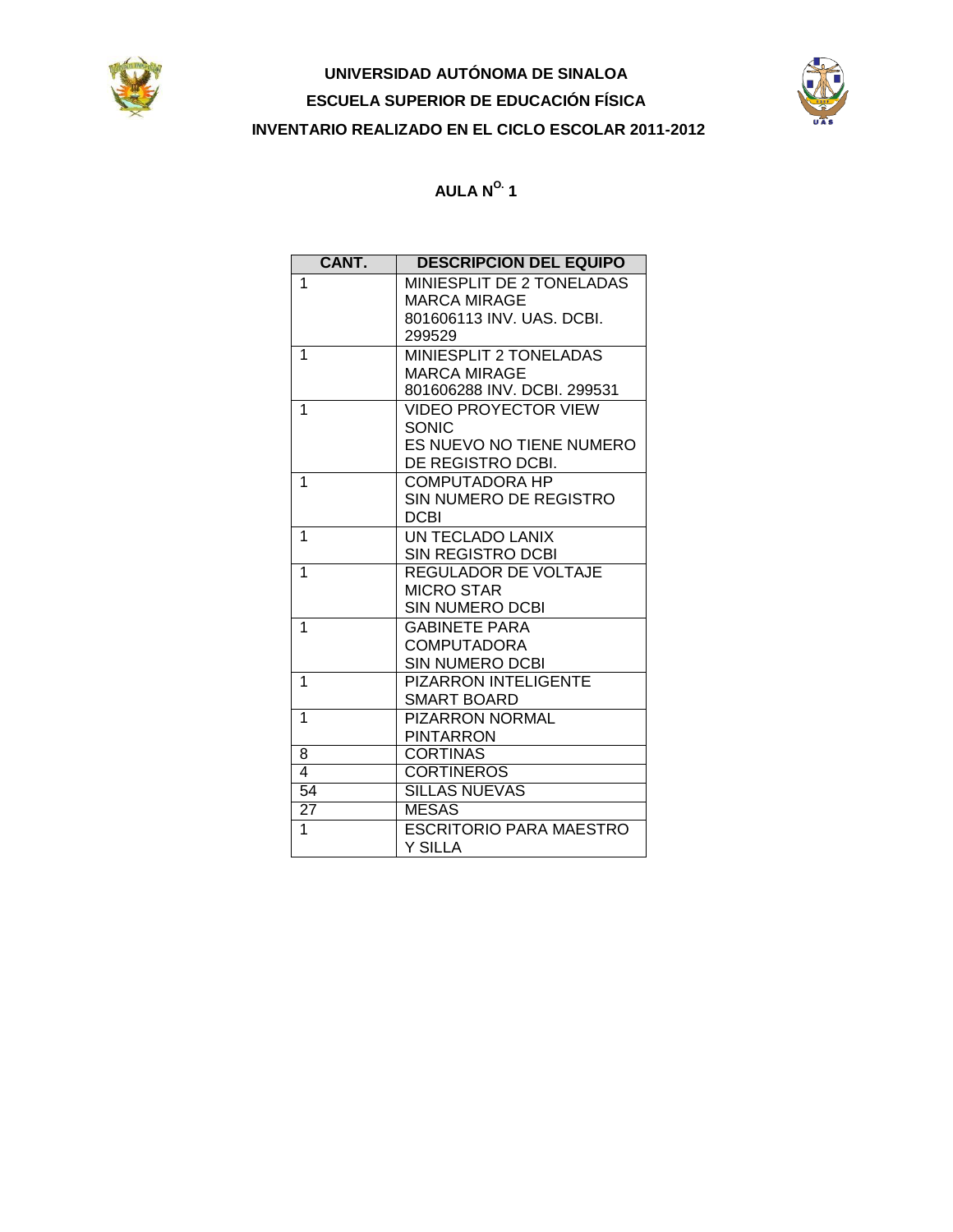**UNIVERSIDAD AUTÓNOMA DE SINALOA**

**ESCUELA SUPERIOR DE EDUCACIÓN FÍSICA**

**INVENTARIO REALIZADO EN EL CICLO ESCOLAR 2011-2012**

## AULA N[O.] 1

| CANT. | DESCRIPCION DEL EQUIPO |
|---|---|
| 1 | MINIESPLIT DE 2 TONELADAS MARCA MIRAGE 801606113 INV. UAS. DCBI. 299529 |
| 1 | MINIESPLIT 2 TONELADAS MARCA MIRAGE 801606288 INV. DCBI. 299531 |
| 1 | VIDEO PROYECTOR VIEW SONIC ES NUEVO NO TIENE NUMERO DE REGISTRO DCBI. |
| 1 | COMPUTADORA HP SIN NUMERO DE REGISTRO DCBI |
| 1 | UN TECLADO LANIX SIN REGISTRO DCBI |
| 1 | REGULADOR DE VOLTAJE MICRO STAR SIN NUMERO DCBI |
| 1 | GABINETE PARA COMPUTADORA SIN NUMERO DCBI |
| 1 | PIZARRON INTELIGENTE SMART BOARD |
| 1 | PIZARRON NORMAL PINTARRON |
| 8 | CORTINAS |
| 4 | CORTINEROS |
| 54 | SILLAS NUEVAS |
| 27 | MESAS |
| 1 | ESCRITORIO PARA MAESTRO Y SILLA |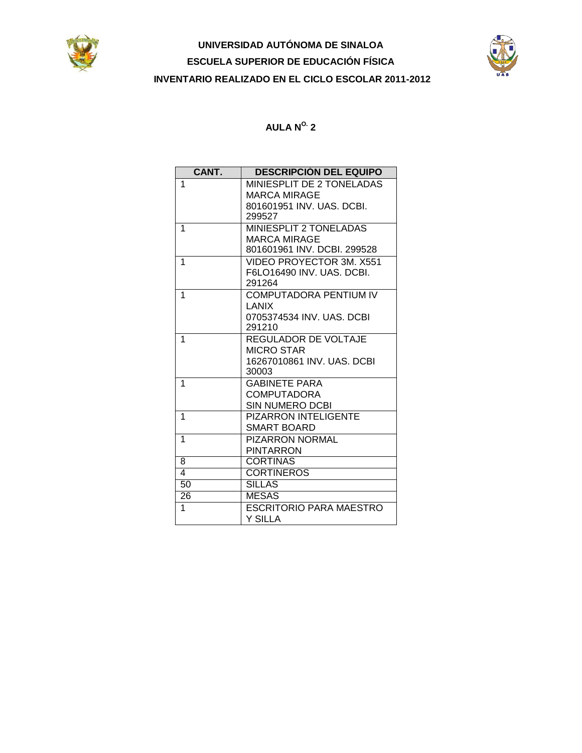**UNIVERSIDAD AUTÓNOMA DE SINALOA**

**ESCUELA SUPERIOR DE EDUCACIÓN FÍSICA**

**INVENTARIO REALIZADO EN EL CICLO ESCOLAR 2011-2012**

## AULA N$^{O.}$ 2

| CANT. | DESCRIPCIÓN DEL EQUIPO |
|---|---|
| 1 | MINIESPLIT DE 2 TONELADAS MARCA MIRAGE 801601951 INV. UAS. DCBI. 299527 |
| 1 | MINIESPLIT 2 TONELADAS MARCA MIRAGE 801601961 INV. DCBI. 299528 |
| 1 | VIDEO PROYECTOR 3M. X551 F6LO16490 INV. UAS. DCBI. 291264 |
| 1 | COMPUTADORA PENTIUM IV LANIX 0705374534 INV. UAS. DCBI 291210 |
| 1 | REGULADOR DE VOLTAJE MICRO STAR 16267010861 INV. UAS. DCBI 30003 |
| 1 | GABINETE PARA COMPUTADORA SIN NUMERO DCBI |
| 1 | PIZARRON INTELIGENTE SMART BOARD |
| 1 | PIZARRON NORMAL PINTARRON |
| 8 | CORTINAS |
| 4 | CORTINEROS |
| 50 | SILLAS |
| 26 | MESAS |
| 1 | ESCRITORIO PARA MAESTRO Y SILLA |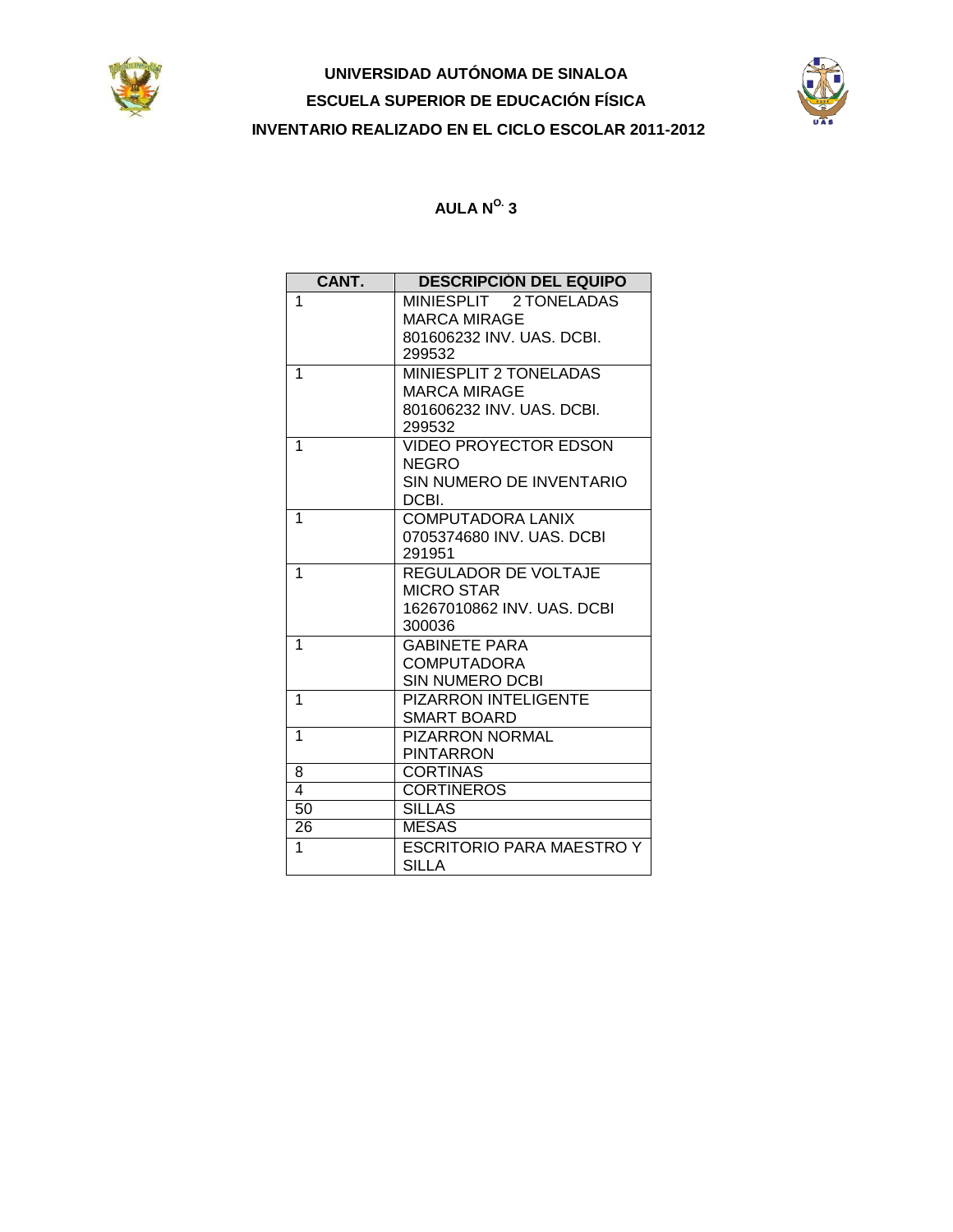**UNIVERSIDAD AUTÓNOMA DE SINALOA**

**ESCUELA SUPERIOR DE EDUCACIÓN FÍSICA**

**INVENTARIO REALIZADO EN EL CICLO ESCOLAR 2011-2012**

## AULA N$^{O.}$ 3

| CANT. | DESCRIPCIÒN DEL EQUIPO |
|---|---|
| 1 | MINIESPLIT 2 TONELADAS MARCA MIRAGE 801606232 INV. UAS. DCBI. 299532 |
| 1 | MINIESPLIT 2 TONELADAS MARCA MIRAGE 801606232 INV. UAS. DCBI. 299532 |
| 1 | VIDEO PROYECTOR EDSON NEGRO SIN NUMERO DE INVENTARIO DCBI. |
| 1 | COMPUTADORA LANIX 0705374680 INV. UAS. DCBI 291951 |
| 1 | REGULADOR DE VOLTAJE MICRO STAR 16267010862 INV. UAS. DCBI 300036 |
| 1 | GABINETE PARA COMPUTADORA SIN NUMERO DCBI |
| 1 | PIZARRON INTELIGENTE SMART BOARD |
| 1 | PIZARRON NORMAL PINTARRON |
| 8 | CORTINAS |
| 4 | CORTINEROS |
| 50 | SILLAS |
| 26 | MESAS |
| 1 | ESCRITORIO PARA MAESTRO Y SILLA |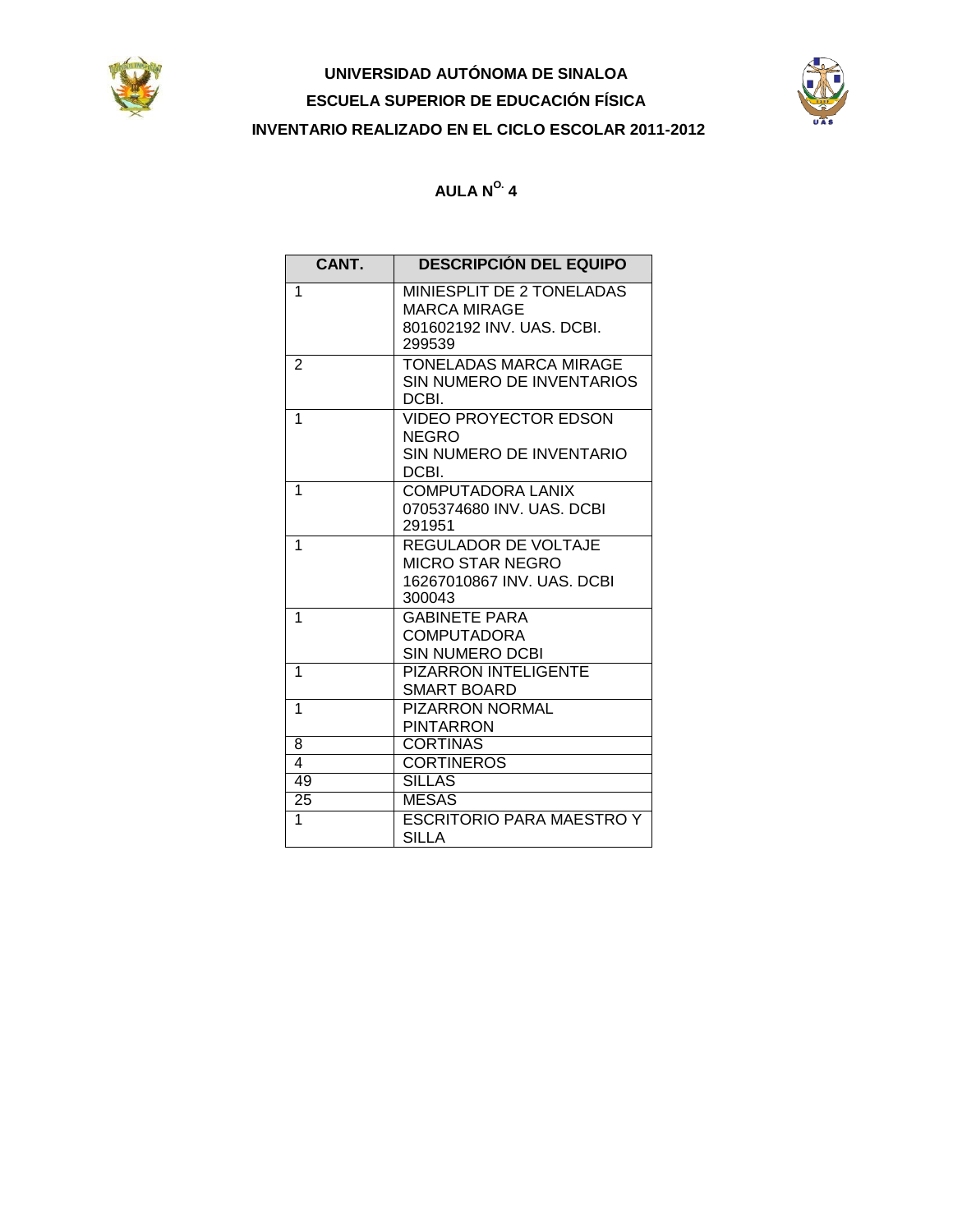**UNIVERSIDAD AUTÓNOMA DE SINALOA**

**ESCUELA SUPERIOR DE EDUCACIÓN FÍSICA**

**INVENTARIO REALIZADO EN EL CICLO ESCOLAR 2011-2012**

## AULA N$^{O.}$ 4

| CANT. | DESCRIPCIÓN DEL EQUIPO |
|---|---|
| 1 | MINIESPLIT DE 2 TONELADAS MARCA MIRAGE 801602192 INV. UAS. DCBI. 299539 |
| 2 | TONELADAS MARCA MIRAGE SIN NUMERO DE INVENTARIOS DCBI. |
| 1 | VIDEO PROYECTOR EDSON NEGRO SIN NUMERO DE INVENTARIO DCBI. |
| 1 | COMPUTADORA LANIX 0705374680 INV. UAS. DCBI 291951 |
| 1 | REGULADOR DE VOLTAJE MICRO STAR NEGRO 16267010867 INV. UAS. DCBI 300043 |
| 1 | GABINETE PARA COMPUTADORA SIN NUMERO DCBI |
| 1 | PIZARRON INTELIGENTE SMART BOARD |
| 1 | PIZARRON NORMAL PINTARRON |
| 8 | CORTINAS |
| 4 | CORTINEROS |
| 49 | SILLAS |
| 25 | MESAS |
| 1 | ESCRITORIO PARA MAESTRO Y SILLA |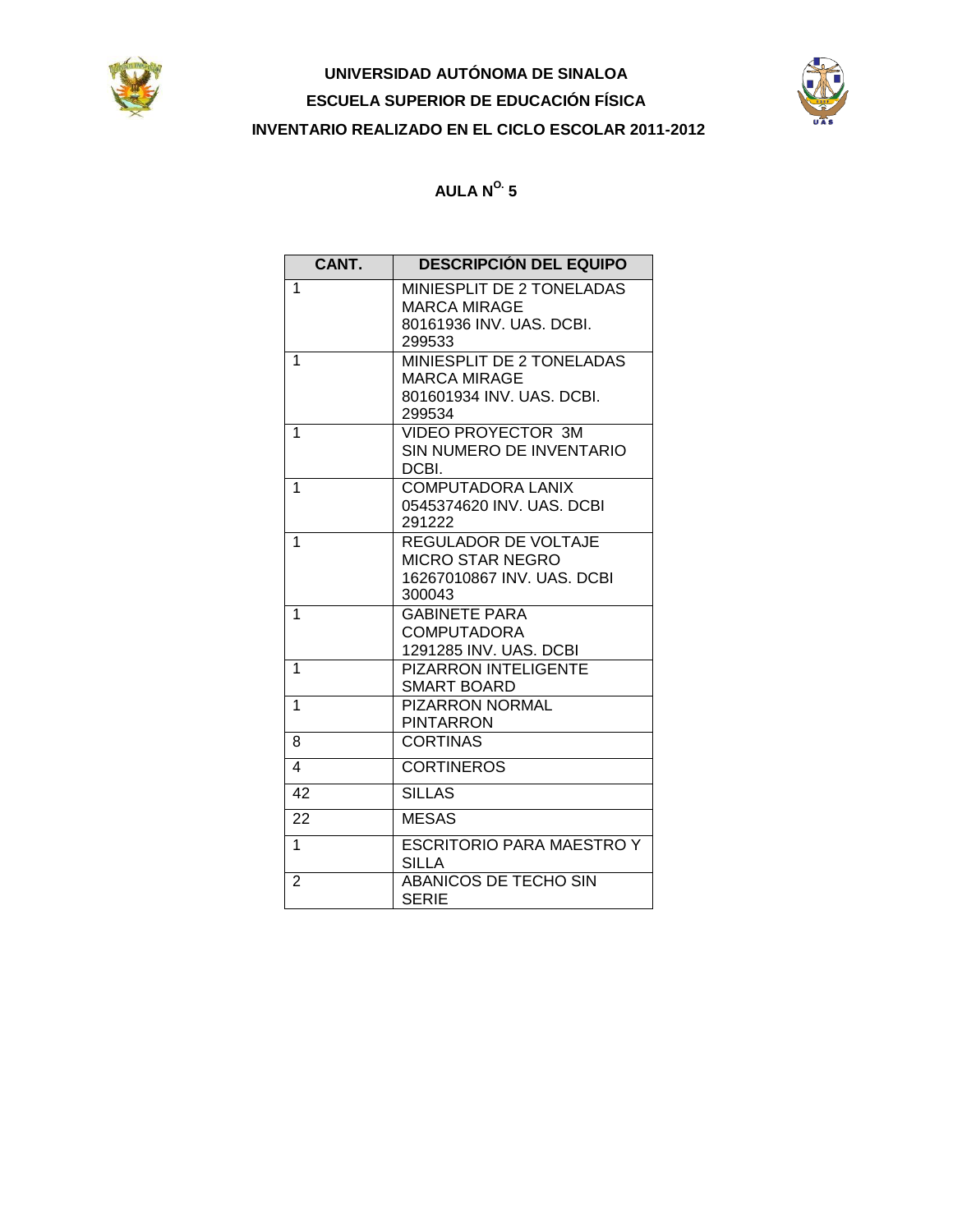**UNIVERSIDAD AUTÓNOMA DE SINALOA**

**ESCUELA SUPERIOR DE EDUCACIÓN FÍSICA**

**INVENTARIO REALIZADO EN EL CICLO ESCOLAR 2011-2012**

## AULA N$^{O.}$ 5

| CANT. | DESCRIPCIÓN DEL EQUIPO |
|---|---|
| 1 | MINIESPLIT DE 2 TONELADAS MARCA MIRAGE 80161936 INV. UAS. DCBI. 299533 |
| 1 | MINIESPLIT DE 2 TONELADAS MARCA MIRAGE 801601934 INV. UAS. DCBI. 299534 |
| 1 | VIDEO PROYECTOR 3M SIN NUMERO DE INVENTARIO DCBI. |
| 1 | COMPUTADORA LANIX 0545374620 INV. UAS. DCBI 291222 |
| 1 | REGULADOR DE VOLTAJE MICRO STAR NEGRO 16267010867 INV. UAS. DCBI 300043 |
| 1 | GABINETE PARA COMPUTADORA 1291285 INV. UAS. DCBI |
| 1 | PIZARRON INTELIGENTE SMART BOARD |
| 1 | PIZARRON NORMAL PINTARRON |
| 8 | CORTINAS |
| 4 | CORTINEROS |
| 42 | SILLAS |
| 22 | MESAS |
| 1 | ESCRITORIO PARA MAESTRO Y SILLA |
| 2 | ABANICOS DE TECHO SIN SERIE |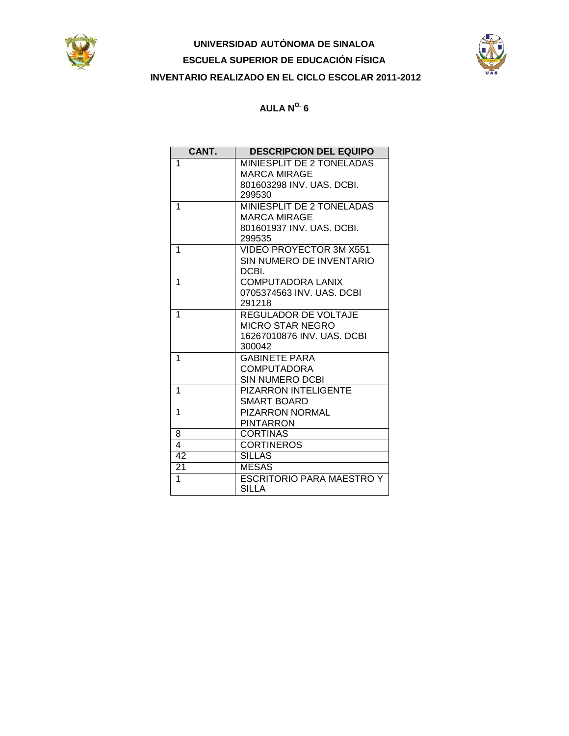**UNIVERSIDAD AUTÓNOMA DE SINALOA**

**ESCUELA SUPERIOR DE EDUCACIÓN FÍSICA**

**INVENTARIO REALIZADO EN EL CICLO ESCOLAR 2011-2012**

## AULA N^O. 6

| CANT. | DESCRIPCION DEL EQUIPO |
|---|---|
| 1 | MINIESPLIT DE 2 TONELADAS MARCA MIRAGE 801603298 INV. UAS. DCBI. 299530 |
| 1 | MINIESPLIT DE 2 TONELADAS MARCA MIRAGE 801601937 INV. UAS. DCBI. 299535 |
| 1 | VIDEO PROYECTOR 3M X551 SIN NUMERO DE INVENTARIO DCBI. |
| 1 | COMPUTADORA LANIX 0705374563 INV. UAS. DCBI 291218 |
| 1 | REGULADOR DE VOLTAJE MICRO STAR NEGRO 16267010876 INV. UAS. DCBI 300042 |
| 1 | GABINETE PARA COMPUTADORA SIN NUMERO DCBI |
| 1 | PIZARRON INTELIGENTE SMART BOARD |
| 1 | PIZARRON NORMAL PINTARRON |
| 8 | CORTINAS |
| 4 | CORTINEROS |
| 42 | SILLAS |
| 21 | MESAS |
| 1 | ESCRITORIO PARA MAESTRO Y SILLA |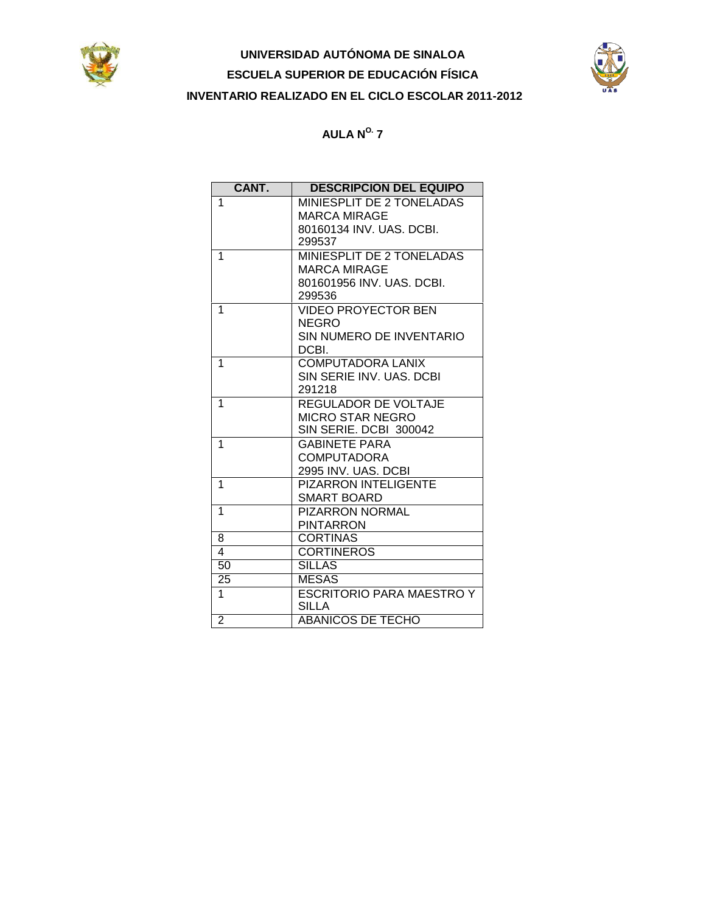**UNIVERSIDAD AUTÓNOMA DE SINALOA**

**ESCUELA SUPERIOR DE EDUCACIÓN FÍSICA**

**INVENTARIO REALIZADO EN EL CICLO ESCOLAR 2011-2012**

## AULA N$^{O.}$ 7

| CANT. | DESCRIPCION DEL EQUIPO |
|---|---|
| 1 | MINIESPLIT DE 2 TONELADAS MARCA MIRAGE 80160134 INV. UAS. DCBI. 299537 |
| 1 | MINIESPLIT DE 2 TONELADAS MARCA MIRAGE 801601956 INV. UAS. DCBI. 299536 |
| 1 | VIDEO PROYECTOR BEN NEGRO SIN NUMERO DE INVENTARIO DCBI. |
| 1 | COMPUTADORA LANIX SIN SERIE INV. UAS. DCBI 291218 |
| 1 | REGULADOR DE VOLTAJE MICRO STAR NEGRO SIN SERIE. DCBI 300042 |
| 1 | GABINETE PARA COMPUTADORA 2995 INV. UAS. DCBI |
| 1 | PIZARRON INTELIGENTE SMART BOARD |
| 1 | PIZARRON NORMAL PINTARRON |
| 8 | CORTINAS |
| 4 | CORTINEROS |
| 50 | SILLAS |
| 25 | MESAS |
| 1 | ESCRITORIO PARA MAESTRO Y SILLA |
| 2 | ABANICOS DE TECHO |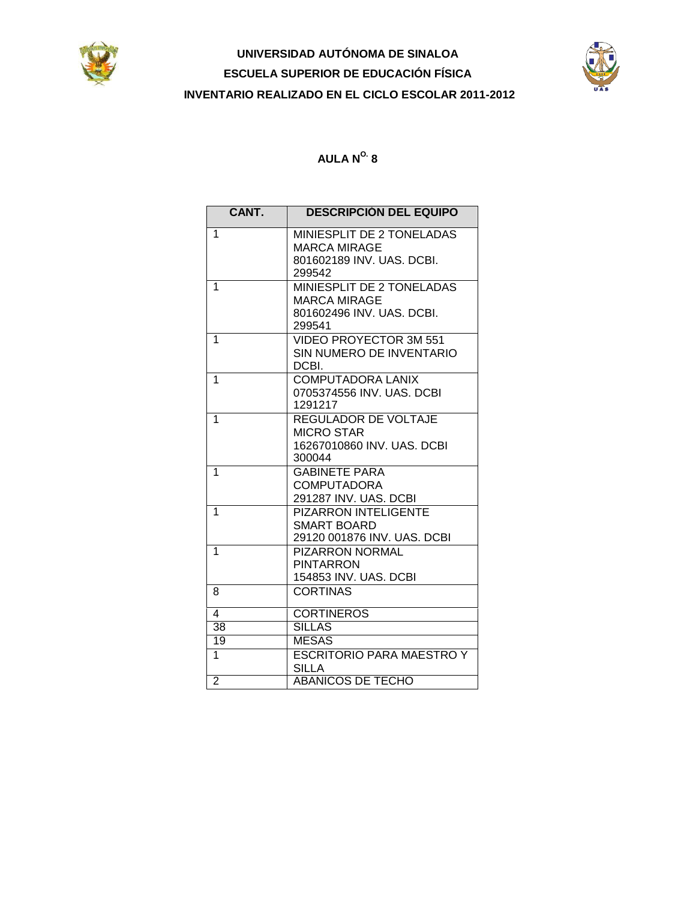**UNIVERSIDAD AUTÓNOMA DE SINALOA**

**ESCUELA SUPERIOR DE EDUCACIÓN FÍSICA**

**INVENTARIO REALIZADO EN EL CICLO ESCOLAR 2011-2012**

## AULA N[O.] 8

| CANT. | DESCRIPCIÓN DEL EQUIPO |
|---|---|
| 1 | MINIESPLIT DE 2 TONELADAS MARCA MIRAGE 801602189 INV. UAS. DCBI. 299542 |
| 1 | MINIESPLIT DE 2 TONELADAS MARCA MIRAGE 801602496 INV. UAS. DCBI. 299541 |
| 1 | VIDEO PROYECTOR 3M 551 SIN NUMERO DE INVENTARIO DCBI. |
| 1 | COMPUTADORA LANIX 0705374556 INV. UAS. DCBI 1291217 |
| 1 | REGULADOR DE VOLTAJE MICRO STAR 16267010860 INV. UAS. DCBI 300044 |
| 1 | GABINETE PARA COMPUTADORA 291287 INV. UAS. DCBI |
| 1 | PIZARRON INTELIGENTE SMART BOARD 29120 001876 INV. UAS. DCBI |
| 1 | PIZARRON NORMAL PINTARRON 154853 INV. UAS. DCBI |
| 8 | CORTINAS |
| 4 | CORTINEROS |
| 38 | SILLAS |
| 19 | MESAS |
| 1 | ESCRITORIO PARA MAESTRO Y SILLA |
| 2 | ABANICOS DE TECHO |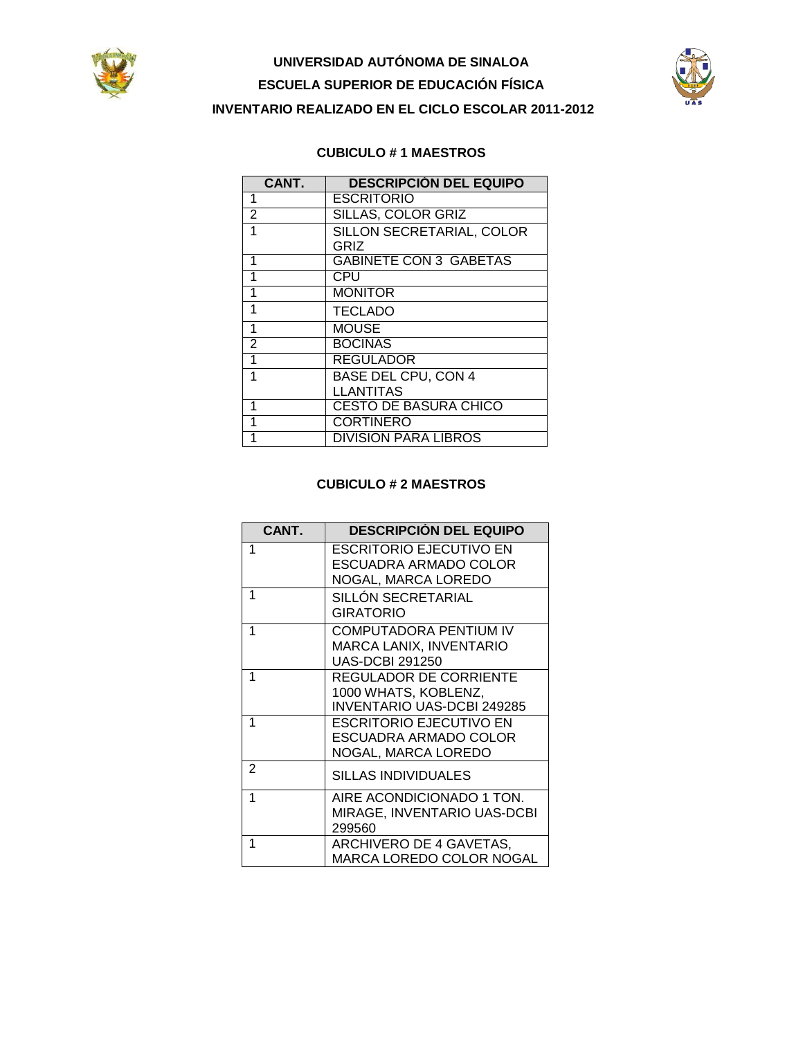**UNIVERSIDAD AUTÓNOMA DE SINALOA**

**ESCUELA SUPERIOR DE EDUCACIÓN FÍSICA**

**INVENTARIO REALIZADO EN EL CICLO ESCOLAR 2011-2012**

**CUBICULO # 1 MAESTROS**

| CANT. | DESCRIPCION DEL EQUIPO |
|---|---|
| 1 | ESCRITORIO |
| 2 | SILLAS, COLOR GRIZ |
| 1 | SILLON SECRETARIAL, COLOR GRIZ |
| 1 | GABINETE CON 3 GABETAS |
| 1 | CPU |
| 1 | MONITOR |
| 1 | TECLADO |
| 1 | MOUSE |
| 2 | BOCINAS |
| 1 | REGULADOR |
| 1 | BASE DEL CPU, CON 4 LLANTITAS |
| 1 | CESTO DE BASURA CHICO |
| 1 | CORTINERO |
| 1 | DIVISION PARA LIBROS |

**CUBICULO # 2 MAESTROS**

| CANT. | DESCRIPCIÓN DEL EQUIPO |
|---|---|
| 1 | ESCRITORIO EJECUTIVO EN ESCUADRA ARMADO COLOR NOGAL, MARCA LOREDO |
| 1 | SILLÓN SECRETARIAL GIRATORIO |
| 1 | COMPUTADORA PENTIUM IV MARCA LANIX, INVENTARIO UAS-DCBI 291250 |
| 1 | REGULADOR DE CORRIENTE 1000 WHATS, KOBLENZ, INVENTARIO UAS-DCBI 249285 |
| 1 | ESCRITORIO EJECUTIVO EN ESCUADRA ARMADO COLOR NOGAL, MARCA LOREDO |
| 2 | SILLAS INDIVIDUALES |
| 1 | AIRE ACONDICIONADO 1 TON. MIRAGE, INVENTARIO UAS-DCBI 299560 |
| 1 | ARCHIVERO DE 4 GAVETAS, MARCA LOREDO COLOR NOGAL |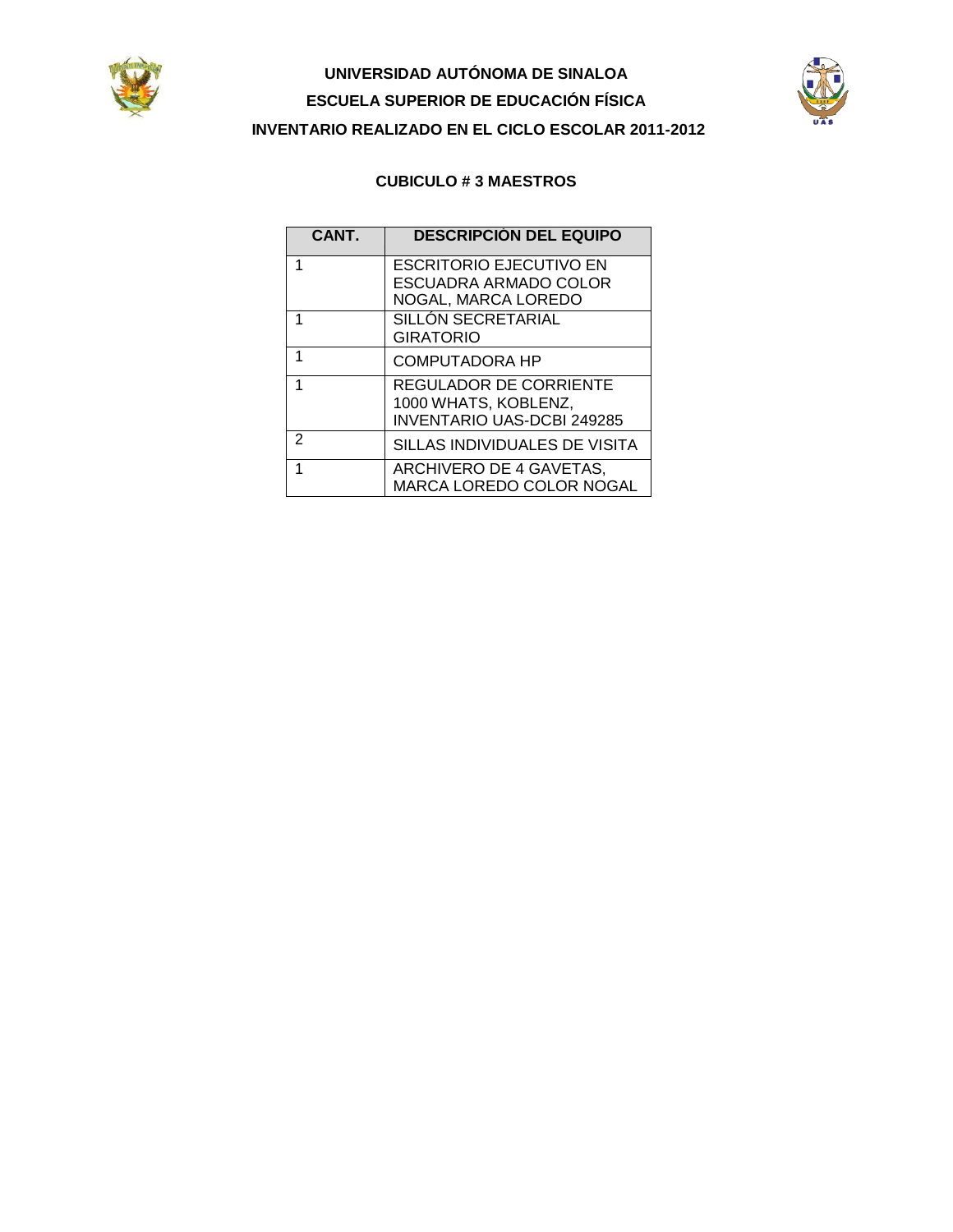**UNIVERSIDAD AUTÓNOMA DE SINALOA**

**ESCUELA SUPERIOR DE EDUCACIÓN FÍSICA**

**INVENTARIO REALIZADO EN EL CICLO ESCOLAR 2011-2012**

## CUBICULO # 3 MAESTROS

| CANT. | DESCRIPCIÒN DEL EQUIPO |
|---|---|
| 1 | ESCRITORIO EJECUTIVO EN ESCUADRA ARMADO COLOR NOGAL, MARCA LOREDO |
| 1 | SILLÓN SECRETARIAL GIRATORIO |
| 1 | COMPUTADORA HP |
| 1 | REGULADOR DE CORRIENTE 1000 WHATS, KOBLENZ, INVENTARIO UAS-DCBI 249285 |
| 2 | SILLAS INDIVIDUALES DE VISITA |
| 1 | ARCHIVERO DE 4 GAVETAS, MARCA LOREDO COLOR NOGAL |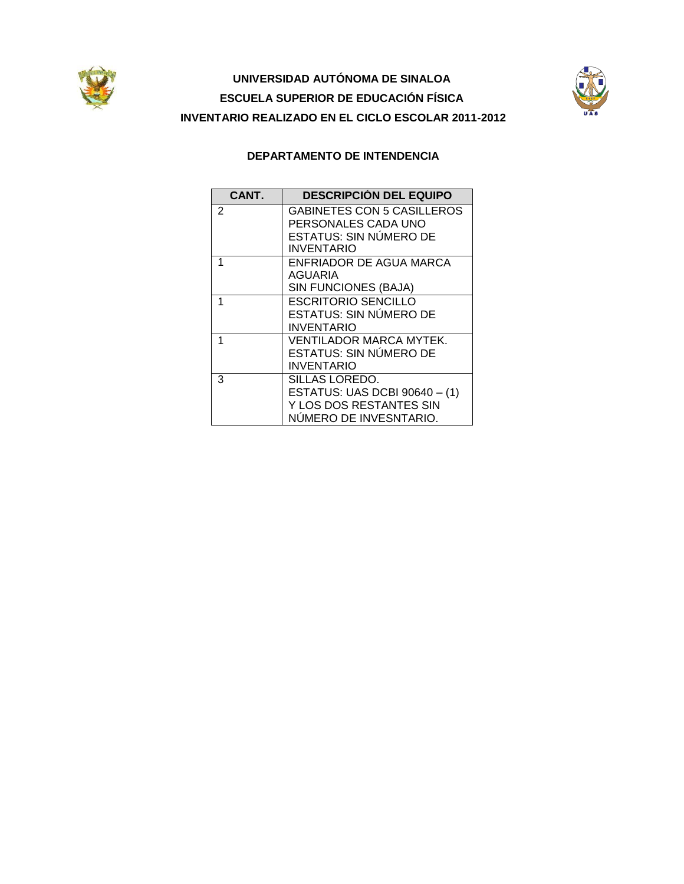**UNIVERSIDAD AUTÓNOMA DE SINALOA**

**ESCUELA SUPERIOR DE EDUCACIÓN FÍSICA**

**INVENTARIO REALIZADO EN EL CICLO ESCOLAR 2011-2012**

**DEPARTAMENTO DE INTENDENCIA**

| CANT. | DESCRIPCIÓN DEL EQUIPO |
|---|---|
| 2 | GABINETES CON 5 CASILLEROS PERSONALES CADA UNO<br>ESTATUS: SIN NÚMERO DE INVENTARIO |
| 1 | ENFRIADOR DE AGUA MARCA AGUARIA<br>SIN FUNCIONES (BAJA) |
| 1 | ESCRITORIO SENCILLO<br>ESTATUS: SIN NÚMERO DE INVENTARIO |
| 1 | VENTILADOR MARCA MYTEK.<br>ESTATUS: SIN NÚMERO DE INVENTARIO |
| 3 | SILLAS LOREDO.<br>ESTATUS: UAS DCBI 90640 – (1) Y LOS DOS RESTANTES SIN NÚMERO DE INVESNTARIO. |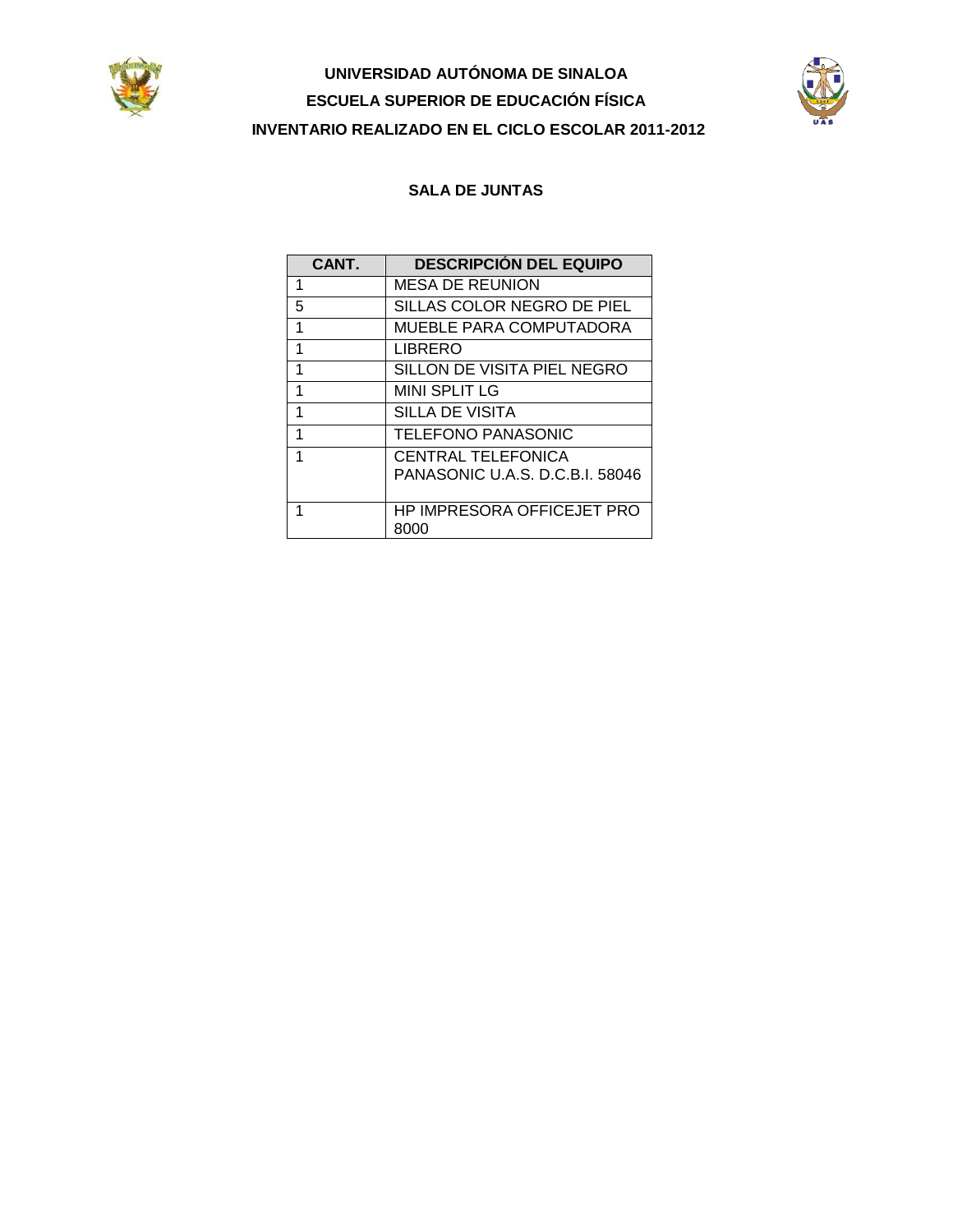**UNIVERSIDAD AUTÓNOMA DE SINALOA**

**ESCUELA SUPERIOR DE EDUCACIÓN FÍSICA**

**INVENTARIO REALIZADO EN EL CICLO ESCOLAR 2011-2012**

## SALA DE JUNTAS

| CANT. | DESCRIPCIÓN DEL EQUIPO |
|---|---|
| 1 | MESA DE REUNION |
| 5 | SILLAS COLOR NEGRO DE PIEL |
| 1 | MUEBLE PARA COMPUTADORA |
| 1 | LIBRERO |
| 1 | SILLON DE VISITA PIEL NEGRO |
| 1 | MINI SPLIT LG |
| 1 | SILLA DE VISITA |
| 1 | TELEFONO PANASONIC |
| 1 | CENTRAL TELEFONICA PANASONIC U.A.S. D.C.B.I. 58046 |
| 1 | HP IMPRESORA OFFICEJET PRO 8000 |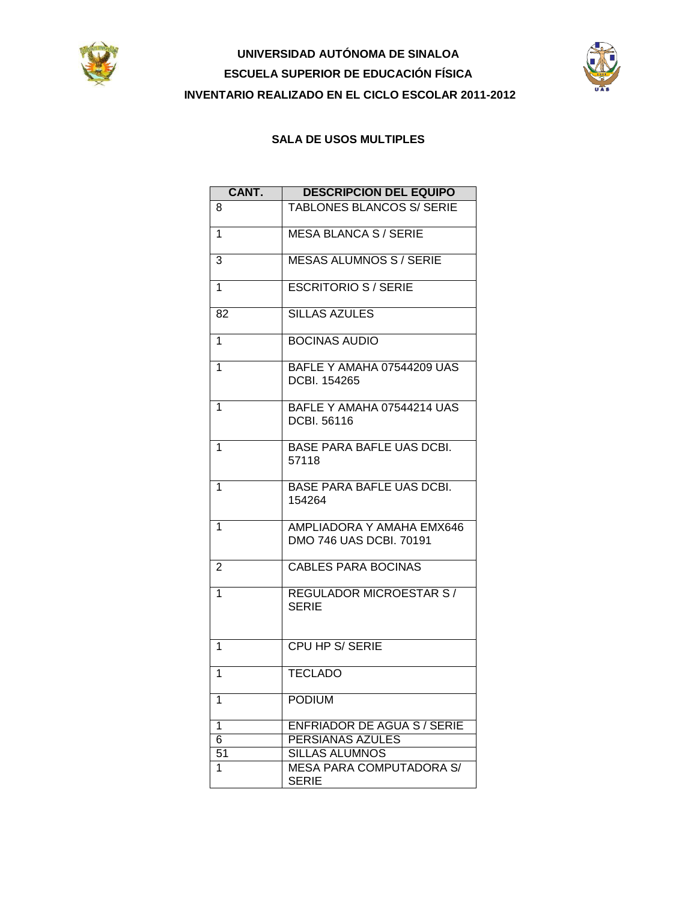**UNIVERSIDAD AUTÓNOMA DE SINALOA**

**ESCUELA SUPERIOR DE EDUCACIÓN FÍSICA**

**INVENTARIO REALIZADO EN EL CICLO ESCOLAR 2011-2012**

**SALA DE USOS MULTIPLES**

| CANT. | DESCRIPCION DEL EQUIPO |
|---|---|
| 8 | TABLONES BLANCOS S/ SERIE |
| 1 | MESA BLANCA S / SERIE |
| 3 | MESAS ALUMNOS S / SERIE |
| 1 | ESCRITORIO S / SERIE |
| 82 | SILLAS AZULES |
| 1 | BOCINAS AUDIO |
| 1 | BAFLE Y AMAHA 07544209 UAS DCBI. 154265 |
| 1 | BAFLE Y AMAHA 07544214 UAS DCBI. 56116 |
| 1 | BASE PARA BAFLE UAS DCBI. 57118 |
| 1 | BASE PARA BAFLE UAS DCBI. 154264 |
| 1 | AMPLIADORA Y AMAHA EMX646 DMO 746 UAS DCBI. 70191 |
| 2 | CABLES PARA BOCINAS |
| 1 | REGULADOR MICROESTAR S / SERIE |
| 1 | CPU HP S/ SERIE |
| 1 | TECLADO |
| 1 | PODIUM |
| 1 | ENFRIADOR DE AGUA S / SERIE |
| 6 | PERSIANAS AZULES |
| 51 | SILLAS ALUMNOS |
| 1 | MESA PARA COMPUTADORA S/ SERIE |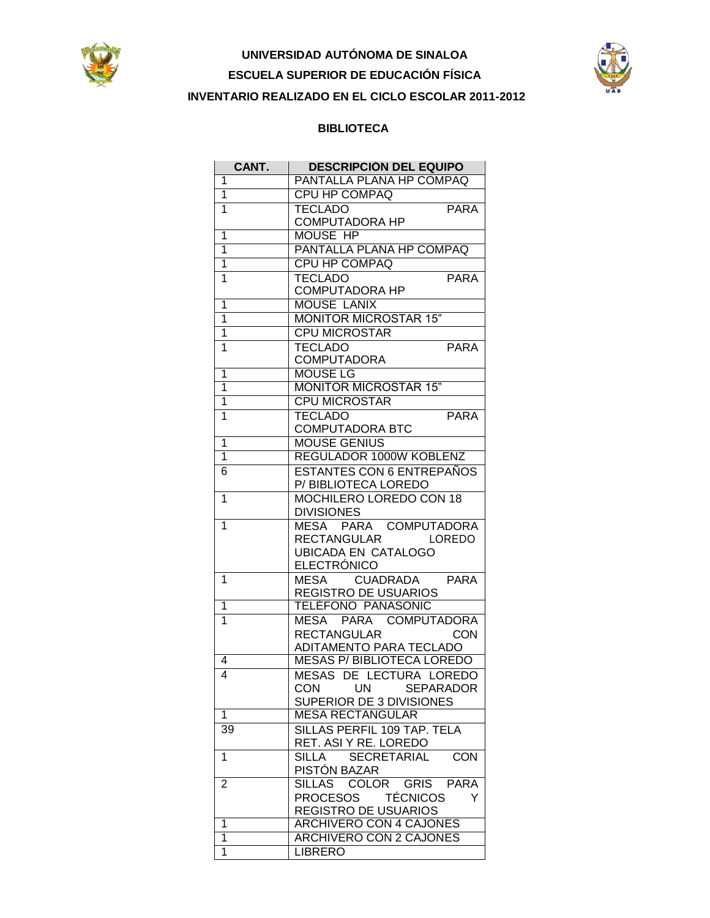**UNIVERSIDAD AUTÓNOMA DE SINALOA**

**ESCUELA SUPERIOR DE EDUCACIÓN FÍSICA**

**INVENTARIO REALIZADO EN EL CICLO ESCOLAR 2011-2012**

**BIBLIOTECA**

| CANT. | DESCRIPCIÓN DEL EQUIPO |
|---|---|
| 1 | PANTALLA PLANA HP COMPAQ |
| 1 | CPU HP COMPAQ |
| 1 | TECLADO PARA COMPUTADORA HP |
| 1 | MOUSE HP |
| 1 | PANTALLA PLANA HP COMPAQ |
| 1 | CPU HP COMPAQ |
| 1 | TECLADO PARA COMPUTADORA HP |
| 1 | MOUSE LANIX |
| 1 | MONITOR MICROSTAR 15" |
| 1 | CPU MICROSTAR |
| 1 | TECLADO PARA COMPUTADORA |
| 1 | MOUSE LG |
| 1 | MONITOR MICROSTAR 15" |
| 1 | CPU MICROSTAR |
| 1 | TECLADO PARA COMPUTADORA BTC |
| 1 | MOUSE GENIUS |
| 1 | REGULADOR 1000W KOBLENZ |
| 6 | ESTANTES CON 6 ENTREPAÑOS P/ BIBLIOTECA LOREDO |
| 1 | MOCHILERO LOREDO CON 18 DIVISIONES |
| 1 | MESA PARA COMPUTADORA RECTANGULAR LOREDO UBICADA EN CATALOGO ELECTRÓNICO |
| 1 | MESA CUADRADA PARA REGISTRO DE USUARIOS |
| 1 | TELÉFONO PANASONIC |
| 1 | MESA PARA COMPUTADORA RECTANGULAR CON ADITAMENTO PARA TECLADO |
| 4 | MESAS P/ BIBLIOTECA LOREDO |
| 4 | MESAS DE LECTURA LOREDO CON UN SEPARADOR SUPERIOR DE 3 DIVISIONES |
| 1 | MESA RECTANGULAR |
| 39 | SILLAS PERFIL 109 TAP. TELA RET. ASI Y RE. LOREDO |
| 1 | SILLA SECRETARIAL CON PISTÓN BAZAR |
| 2 | SILLAS COLOR GRIS PARA PROCESOS TÉCNICOS Y REGISTRO DE USUARIOS |
| 1 | ARCHIVERO CON 4 CAJONES |
| 1 | ARCHIVERO CON 2 CAJONES |
| 1 | LIBRERO |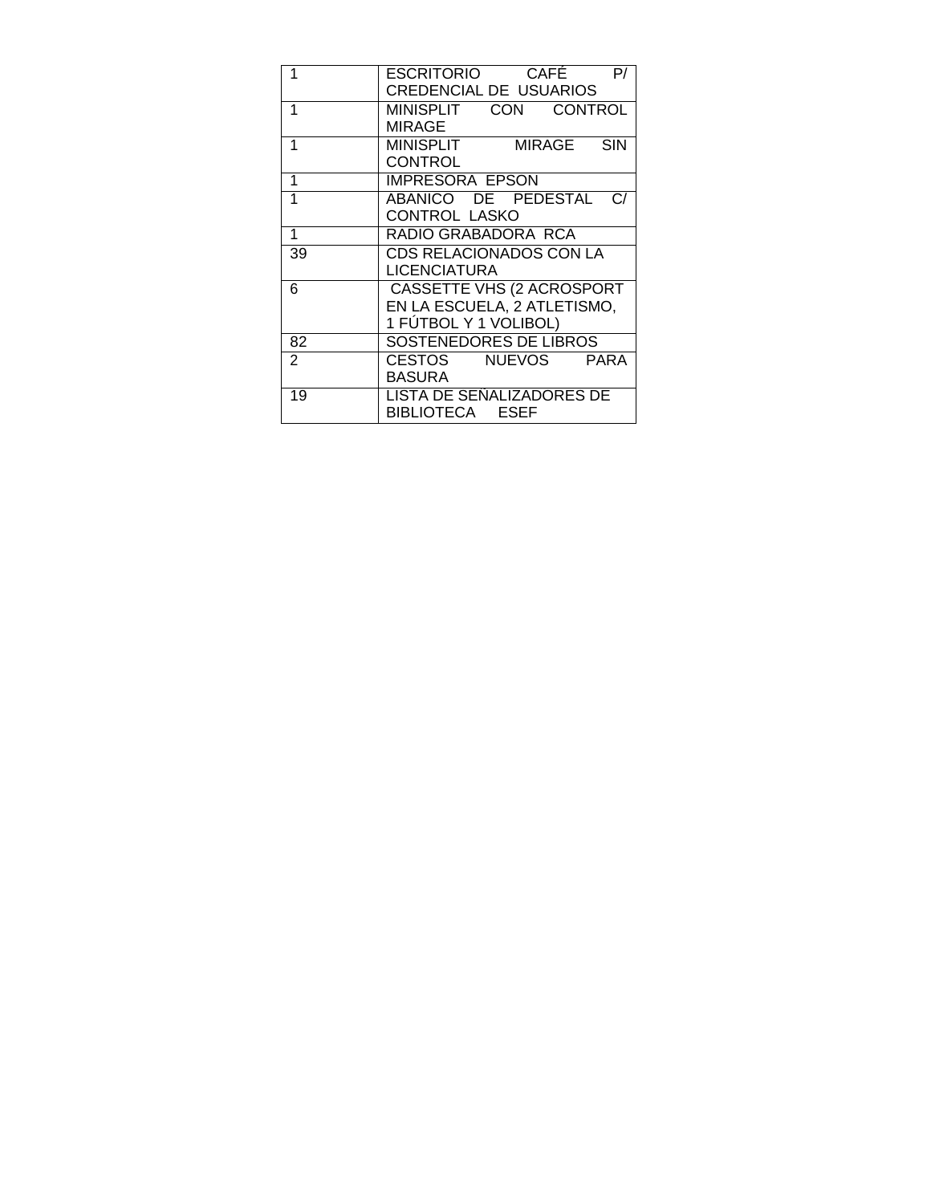| | |
|---|---|
| 1 | ESCRITORIO CAFÉ P/ CREDENCIAL DE USUARIOS |
| 1 | MINISPLIT CON CONTROL MIRAGE |
| 1 | MINISPLIT MIRAGE SIN CONTROL |
| 1 | IMPRESORA EPSON |
| 1 | ABANICO DE PEDESTAL C/ CONTROL LASKO |
| 1 | RADIO GRABADORA RCA |
| 39 | CDS RELACIONADOS CON LA LICENCIATURA |
| 6 | CASSETTE VHS (2 ACROSPORT EN LA ESCUELA, 2 ATLETISMO, 1 FÚTBOL Y 1 VOLIBOL) |
| 82 | SOSTENEDORES DE LIBROS |
| 2 | CESTOS NUEVOS PARA BASURA |
| 19 | LISTA DE SEÑALIZADORES DE BIBLIOTECA ESEF |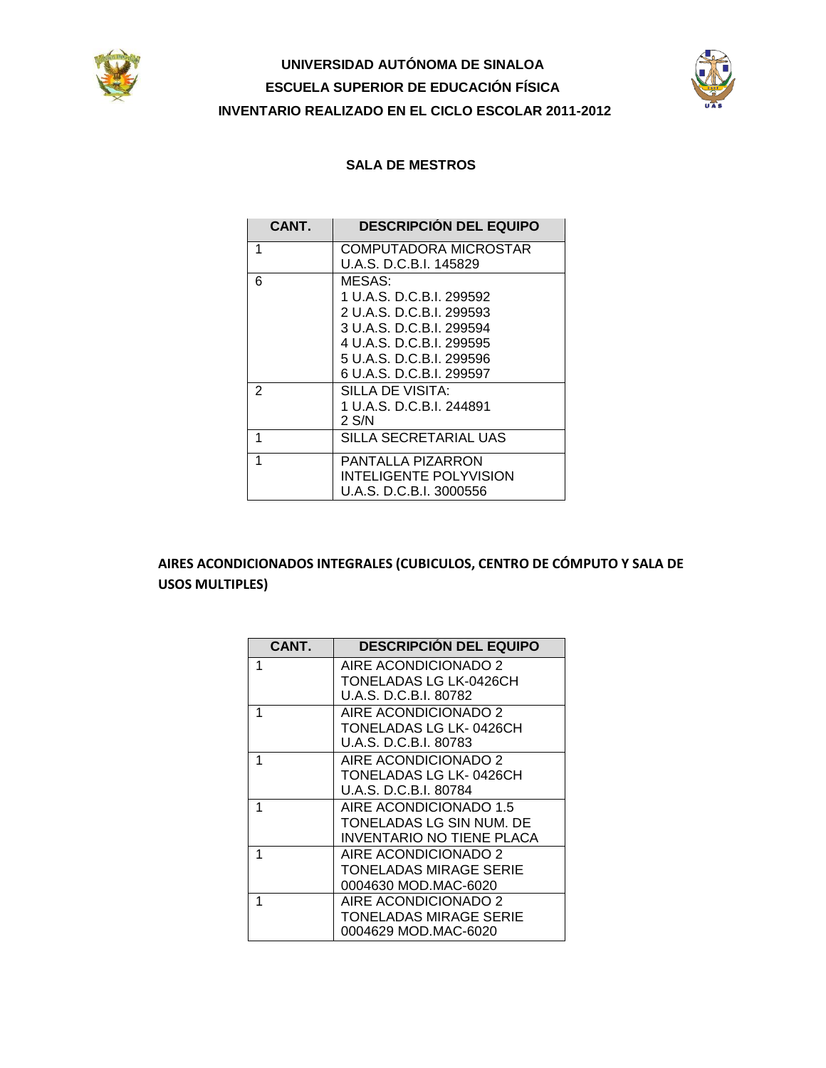**UNIVERSIDAD AUTÓNOMA DE SINALOA**
**ESCUELA SUPERIOR DE EDUCACIÓN FÍSICA**
**INVENTARIO REALIZADO EN EL CICLO ESCOLAR 2011-2012**

**SALA DE MESTROS**

| CANT. | DESCRIPCIÓN DEL EQUIPO |
|---|---|
| 1 | COMPUTADORA MICROSTAR U.A.S. D.C.B.I. 145829 |
| 6 | MESAS:<br>1 U.A.S. D.C.B.I. 299592<br>2 U.A.S. D.C.B.I. 299593<br>3 U.A.S. D.C.B.I. 299594<br>4 U.A.S. D.C.B.I. 299595<br>5 U.A.S. D.C.B.I. 299596<br>6 U.A.S. D.C.B.I. 299597 |
| 2 | SILLA DE VISITA:<br>1 U.A.S. D.C.B.I. 244891<br>2 S/N |
| 1 | SILLA SECRETARIAL UAS |
| 1 | PANTALLA PIZARRON INTELIGENTE POLYVISION U.A.S. D.C.B.I. 3000556 |

**AIRES ACONDICIONADOS INTEGRALES (CUBICULOS, CENTRO DE CÓMPUTO Y SALA DE USOS MULTIPLES)**

| CANT. | DESCRIPCIÓN DEL EQUIPO |
|---|---|
| 1 | AIRE ACONDICIONADO 2 TONELADAS LG LK-0426CH U.A.S. D.C.B.I. 80782 |
| 1 | AIRE ACONDICIONADO 2 TONELADAS LG LK- 0426CH U.A.S. D.C.B.I. 80783 |
| 1 | AIRE ACONDICIONADO 2 TONELADAS LG LK- 0426CH U.A.S. D.C.B.I. 80784 |
| 1 | AIRE ACONDICIONADO 1.5 TONELADAS LG SIN NUM. DE INVENTARIO NO TIENE PLACA |
| 1 | AIRE ACONDICIONADO 2 TONELADAS MIRAGE SERIE 0004630 MOD.MAC-6020 |
| 1 | AIRE ACONDICIONADO 2 TONELADAS MIRAGE SERIE 0004629 MOD.MAC-6020 |